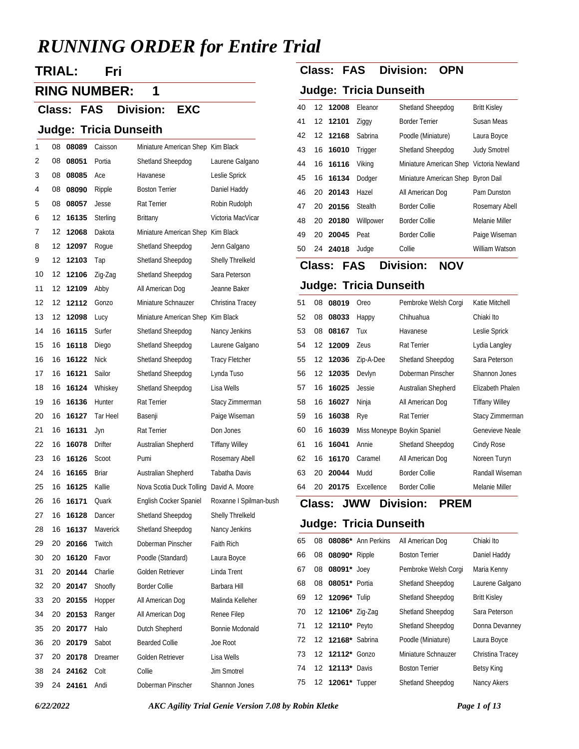# *RUNNING ORDER for Entire Trial*

## TRIAL: Fri

## RING NUMBER: 1

### Class: FAS Division: EXC

### Judge: Tricia Dunseith

| | | | | | |
|---|---|---|---|---|---|
| 1 | 08 | **08089** | Caisson | Miniature American Shep | Kim Black |
| 2 | 08 | **08051** | Portia | Shetland Sheepdog | Laurene Galgano |
| 3 | 08 | **08085** | Ace | Havanese | Leslie Sprick |
| 4 | 08 | **08090** | Ripple | Boston Terrier | Daniel Haddy |
| 5 | 08 | **08057** | Jesse | Rat Terrier | Robin Rudolph |
| 6 | 12 | **16135** | Sterling | Brittany | Victoria MacVicar |
| 7 | 12 | **12068** | Dakota | Miniature American Shep | Kim Black |
| 8 | 12 | **12097** | Rogue | Shetland Sheepdog | Jenn Galgano |
| 9 | 12 | **12103** | Tap | Shetland Sheepdog | Shelly Threlkeld |
| 10 | 12 | **12106** | Zig-Zag | Shetland Sheepdog | Sara Peterson |
| 11 | 12 | **12109** | Abby | All American Dog | Jeanne Baker |
| 12 | 12 | **12112** | Gonzo | Miniature Schnauzer | Christina Tracey |
| 13 | 12 | **12098** | Lucy | Miniature American Shep | Kim Black |
| 14 | 16 | **16115** | Surfer | Shetland Sheepdog | Nancy Jenkins |
| 15 | 16 | **16118** | Diego | Shetland Sheepdog | Laurene Galgano |
| 16 | 16 | **16122** | Nick | Shetland Sheepdog | Tracy Fletcher |
| 17 | 16 | **16121** | Sailor | Shetland Sheepdog | Lynda Tuso |
| 18 | 16 | **16124** | Whiskey | Shetland Sheepdog | Lisa Wells |
| 19 | 16 | **16136** | Hunter | Rat Terrier | Stacy Zimmerman |
| 20 | 16 | **16127** | Tar Heel | Basenji | Paige Wiseman |
| 21 | 16 | **16131** | Jyn | Rat Terrier | Don Jones |
| 22 | 16 | **16078** | Drifter | Australian Shepherd | Tiffany Willey |
| 23 | 16 | **16126** | Scoot | Pumi | Rosemary Abell |
| 24 | 16 | **16165** | Briar | Australian Shepherd | Tabatha Davis |
| 25 | 16 | **16125** | Kallie | Nova Scotia Duck Tolling | David A. Moore |
| 26 | 16 | **16171** | Quark | English Cocker Spaniel | Roxanne I Spilman-bush |
| 27 | 16 | **16128** | Dancer | Shetland Sheepdog | Shelly Threlkeld |
| 28 | 16 | **16137** | Maverick | Shetland Sheepdog | Nancy Jenkins |
| 29 | 20 | **20166** | Twitch | Doberman Pinscher | Faith Rich |
| 30 | 20 | **16120** | Favor | Poodle (Standard) | Laura Boyce |
| 31 | 20 | **20144** | Charlie | Golden Retriever | Linda Trent |
| 32 | 20 | **20147** | Shoofly | Border Collie | Barbara Hill |
| 33 | 20 | **20155** | Hopper | All American Dog | Malinda Kelleher |
| 34 | 20 | **20153** | Ranger | All American Dog | Renee Filep |
| 35 | 20 | **20177** | Halo | Dutch Shepherd | Bonnie Mcdonald |
| 36 | 20 | **20179** | Sabot | Bearded Collie | Joe Root |
| 37 | 20 | **20178** | Dreamer | Golden Retriever | Lisa Wells |
| 38 | 24 | **24162** | Colt | Collie | Jim Smotrel |
| 39 | 24 | **24161** | Andi | Doberman Pinscher | Shannon Jones |

### Class: FAS Division: OPN

### Judge: Tricia Dunseith

| | | | | | |
|---|---|---|---|---|---|
| 40 | 12 | **12008** | Eleanor | Shetland Sheepdog | Britt Kisley |
| 41 | 12 | **12101** | Ziggy | Border Terrier | Susan Meas |
| 42 | 12 | **12168** | Sabrina | Poodle (Miniature) | Laura Boyce |
| 43 | 16 | **16010** | Trigger | Shetland Sheepdog | Judy Smotrel |
| 44 | 16 | **16116** | Viking | Miniature American Shep | Victoria Newland |
| 45 | 16 | **16134** | Dodger | Miniature American Shep | Byron Dail |
| 46 | 20 | **20143** | Hazel | All American Dog | Pam Dunston |
| 47 | 20 | **20156** | Stealth | Border Collie | Rosemary Abell |
| 48 | 20 | **20180** | Willpower | Border Collie | Melanie Miller |
| 49 | 20 | **20045** | Peat | Border Collie | Paige Wiseman |
| 50 | 24 | **24018** | Judge | Collie | William Watson |

### Class: FAS Division: NOV

### Judge: Tricia Dunseith

| | | | | | |
|---|---|---|---|---|---|
| 51 | 08 | **08019** | Oreo | Pembroke Welsh Corgi | Katie Mitchell |
| 52 | 08 | **08033** | Happy | Chihuahua | Chiaki Ito |
| 53 | 08 | **08167** | Tux | Havanese | Leslie Sprick |
| 54 | 12 | **12009** | Zeus | Rat Terrier | Lydia Langley |
| 55 | 12 | **12036** | Zip-A-Dee | Shetland Sheepdog | Sara Peterson |
| 56 | 12 | **12035** | Devlyn | Doberman Pinscher | Shannon Jones |
| 57 | 16 | **16025** | Jessie | Australian Shepherd | Elizabeth Phalen |
| 58 | 16 | **16027** | Ninja | All American Dog | Tiffany Willey |
| 59 | 16 | **16038** | Rye | Rat Terrier | Stacy Zimmerman |
| 60 | 16 | **16039** | Miss Moneype | Boykin Spaniel | Genevieve Neale |
| 61 | 16 | **16041** | Annie | Shetland Sheepdog | Cindy Rose |
| 62 | 16 | **16170** | Caramel | All American Dog | Noreen Turyn |
| 63 | 20 | **20044** | Mudd | Border Collie | Randall Wiseman |
| 64 | 20 | **20175** | Excellence | Border Collie | Melanie Miller |

### Class: JWW Division: PREM

### Judge: Tricia Dunseith

| | | | | | |
|---|---|---|---|---|---|
| 65 | 08 | **08086*** | Ann Perkins | All American Dog | Chiaki Ito |
| 66 | 08 | **08090*** | Ripple | Boston Terrier | Daniel Haddy |
| 67 | 08 | **08091*** | Joey | Pembroke Welsh Corgi | Maria Kenny |
| 68 | 08 | **08051*** | Portia | Shetland Sheepdog | Laurene Galgano |
| 69 | 12 | **12096*** | Tulip | Shetland Sheepdog | Britt Kisley |
| 70 | 12 | **12106*** | Zig-Zag | Shetland Sheepdog | Sara Peterson |
| 71 | 12 | **12110*** | Peyto | Shetland Sheepdog | Donna Devanney |
| 72 | 12 | **12168*** | Sabrina | Poodle (Miniature) | Laura Boyce |
| 73 | 12 | **12112*** | Gonzo | Miniature Schnauzer | Christina Tracey |
| 74 | 12 | **12113*** | Davis | Boston Terrier | Betsy King |
| 75 | 12 | **12061*** | Tupper | Shetland Sheepdog | Nancy Akers |

*6/22/2022* *AKC Agility Trial Genie Version 7.08 by Robin Kletke*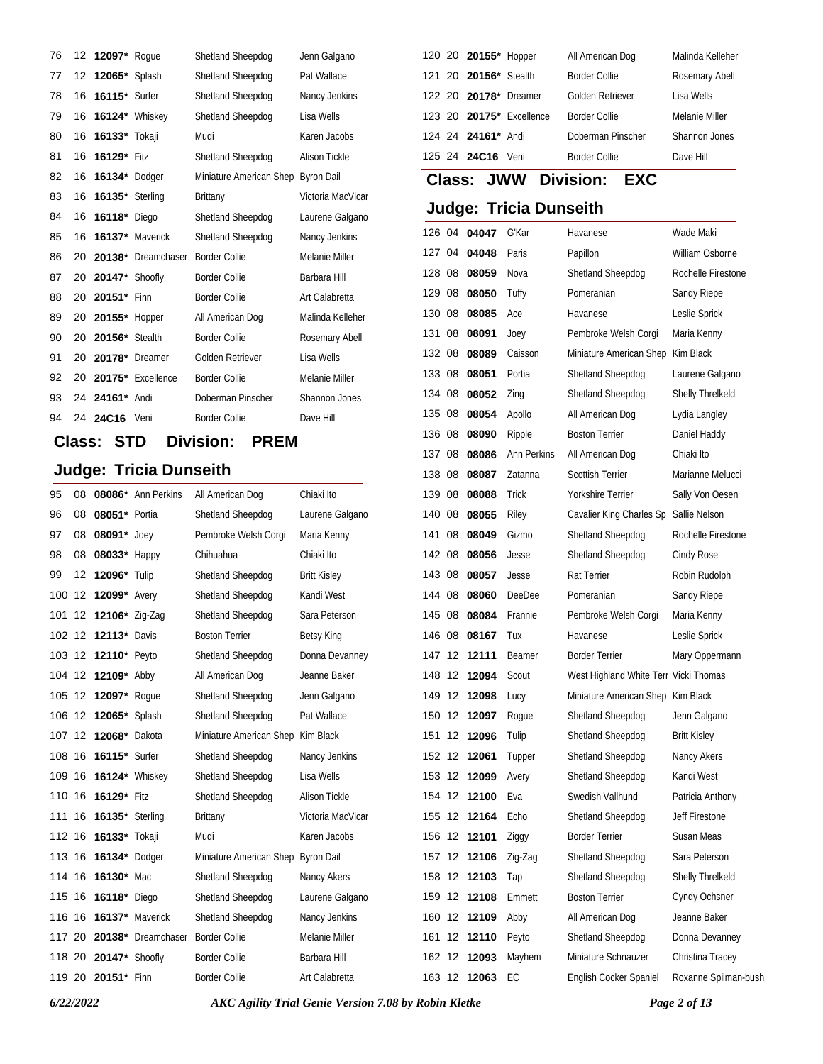| | | | | | |
|---|---|---|---|---|---|
| 76 | 12 | **12097*** | Rogue | Shetland Sheepdog | Jenn Galgano |
| 77 | 12 | **12065*** | Splash | Shetland Sheepdog | Pat Wallace |
| 78 | 16 | **16115*** | Surfer | Shetland Sheepdog | Nancy Jenkins |
| 79 | 16 | **16124*** | Whiskey | Shetland Sheepdog | Lisa Wells |
| 80 | 16 | **16133*** | Tokaji | Mudi | Karen Jacobs |
| 81 | 16 | **16129*** | Fitz | Shetland Sheepdog | Alison Tickle |
| 82 | 16 | **16134*** | Dodger | Miniature American Shep | Byron Dail |
| 83 | 16 | **16135*** | Sterling | Brittany | Victoria MacVicar |
| 84 | 16 | **16118*** | Diego | Shetland Sheepdog | Laurene Galgano |
| 85 | 16 | **16137*** | Maverick | Shetland Sheepdog | Nancy Jenkins |
| 86 | 20 | **20138*** | Dreamchaser | Border Collie | Melanie Miller |
| 87 | 20 | **20147*** | Shoofly | Border Collie | Barbara Hill |
| 88 | 20 | **20151*** | Finn | Border Collie | Art Calabretta |
| 89 | 20 | **20155*** | Hopper | All American Dog | Malinda Kelleher |
| 90 | 20 | **20156*** | Stealth | Border Collie | Rosemary Abell |
| 91 | 20 | **20178*** | Dreamer | Golden Retriever | Lisa Wells |
| 92 | 20 | **20175*** | Excellence | Border Collie | Melanie Miller |
| 93 | 24 | **24161*** | Andi | Doberman Pinscher | Shannon Jones |
| 94 | 24 | **24C16** | Veni | Border Collie | Dave Hill |

## Class: STD Division: PREM

## Judge: Tricia Dunseith

| | | | | | |
|---|---|---|---|---|---|
| 95 | 08 | **08086*** | Ann Perkins | All American Dog | Chiaki Ito |
| 96 | 08 | **08051*** | Portia | Shetland Sheepdog | Laurene Galgano |
| 97 | 08 | **08091*** | Joey | Pembroke Welsh Corgi | Maria Kenny |
| 98 | 08 | **08033*** | Happy | Chihuahua | Chiaki Ito |
| 99 | 12 | **12096*** | Tulip | Shetland Sheepdog | Britt Kisley |
| 100 | 12 | **12099*** | Avery | Shetland Sheepdog | Kandi West |
| 101 | 12 | **12106*** | Zig-Zag | Shetland Sheepdog | Sara Peterson |
| 102 | 12 | **12113*** | Davis | Boston Terrier | Betsy King |
| 103 | 12 | **12110*** | Peyto | Shetland Sheepdog | Donna Devanney |
| 104 | 12 | **12109*** | Abby | All American Dog | Jeanne Baker |
| 105 | 12 | **12097*** | Rogue | Shetland Sheepdog | Jenn Galgano |
| 106 | 12 | **12065*** | Splash | Shetland Sheepdog | Pat Wallace |
| 107 | 12 | **12068*** | Dakota | Miniature American Shep | Kim Black |
| 108 | 16 | **16115*** | Surfer | Shetland Sheepdog | Nancy Jenkins |
| 109 | 16 | **16124*** | Whiskey | Shetland Sheepdog | Lisa Wells |
| 110 | 16 | **16129*** | Fitz | Shetland Sheepdog | Alison Tickle |
| 111 | 16 | **16135*** | Sterling | Brittany | Victoria MacVicar |
| 112 | 16 | **16133*** | Tokaji | Mudi | Karen Jacobs |
| 113 | 16 | **16134*** | Dodger | Miniature American Shep | Byron Dail |
| 114 | 16 | **16130*** | Mac | Shetland Sheepdog | Nancy Akers |
| 115 | 16 | **16118*** | Diego | Shetland Sheepdog | Laurene Galgano |
| 116 | 16 | **16137*** | Maverick | Shetland Sheepdog | Nancy Jenkins |
| 117 | 20 | **20138*** | Dreamchaser | Border Collie | Melanie Miller |
| 118 | 20 | **20147*** | Shoofly | Border Collie | Barbara Hill |
| 119 | 20 | **20151*** | Finn | Border Collie | Art Calabretta |
| 120 | 20 | **20155*** | Hopper | All American Dog | Malinda Kelleher |
| 121 | 20 | **20156*** | Stealth | Border Collie | Rosemary Abell |
| 122 | 20 | **20178*** | Dreamer | Golden Retriever | Lisa Wells |
| 123 | 20 | **20175*** | Excellence | Border Collie | Melanie Miller |
| 124 | 24 | **24161*** | Andi | Doberman Pinscher | Shannon Jones |
| 125 | 24 | **24C16** | Veni | Border Collie | Dave Hill |

## Class: JWW Division: EXC

## Judge: Tricia Dunseith

| | | | | | |
|---|---|---|---|---|---|
| 126 | 04 | **04047** | G'Kar | Havanese | Wade Maki |
| 127 | 04 | **04048** | Paris | Papillon | William Osborne |
| 128 | 08 | **08059** | Nova | Shetland Sheepdog | Rochelle Firestone |
| 129 | 08 | **08050** | Tuffy | Pomeranian | Sandy Riepe |
| 130 | 08 | **08085** | Ace | Havanese | Leslie Sprick |
| 131 | 08 | **08091** | Joey | Pembroke Welsh Corgi | Maria Kenny |
| 132 | 08 | **08089** | Caisson | Miniature American Shep | Kim Black |
| 133 | 08 | **08051** | Portia | Shetland Sheepdog | Laurene Galgano |
| 134 | 08 | **08052** | Zing | Shetland Sheepdog | Shelly Threlkeld |
| 135 | 08 | **08054** | Apollo | All American Dog | Lydia Langley |
| 136 | 08 | **08090** | Ripple | Boston Terrier | Daniel Haddy |
| 137 | 08 | **08086** | Ann Perkins | All American Dog | Chiaki Ito |
| 138 | 08 | **08087** | Zatanna | Scottish Terrier | Marianne Melucci |
| 139 | 08 | **08088** | Trick | Yorkshire Terrier | Sally Von Oesen |
| 140 | 08 | **08055** | Riley | Cavalier King Charles Sp | Sallie Nelson |
| 141 | 08 | **08049** | Gizmo | Shetland Sheepdog | Rochelle Firestone |
| 142 | 08 | **08056** | Jesse | Shetland Sheepdog | Cindy Rose |
| 143 | 08 | **08057** | Jesse | Rat Terrier | Robin Rudolph |
| 144 | 08 | **08060** | DeeDee | Pomeranian | Sandy Riepe |
| 145 | 08 | **08084** | Frannie | Pembroke Welsh Corgi | Maria Kenny |
| 146 | 08 | **08167** | Tux | Havanese | Leslie Sprick |
| 147 | 12 | **12111** | Beamer | Border Terrier | Mary Oppermann |
| 148 | 12 | **12094** | Scout | West Highland White Terr | Vicki Thomas |
| 149 | 12 | **12098** | Lucy | Miniature American Shep | Kim Black |
| 150 | 12 | **12097** | Rogue | Shetland Sheepdog | Jenn Galgano |
| 151 | 12 | **12096** | Tulip | Shetland Sheepdog | Britt Kisley |
| 152 | 12 | **12061** | Tupper | Shetland Sheepdog | Nancy Akers |
| 153 | 12 | **12099** | Avery | Shetland Sheepdog | Kandi West |
| 154 | 12 | **12100** | Eva | Swedish Vallhund | Patricia Anthony |
| 155 | 12 | **12164** | Echo | Shetland Sheepdog | Jeff Firestone |
| 156 | 12 | **12101** | Ziggy | Border Terrier | Susan Meas |
| 157 | 12 | **12106** | Zig-Zag | Shetland Sheepdog | Sara Peterson |
| 158 | 12 | **12103** | Tap | Shetland Sheepdog | Shelly Threlkeld |
| 159 | 12 | **12108** | Emmett | Boston Terrier | Cyndy Ochsner |
| 160 | 12 | **12109** | Abby | All American Dog | Jeanne Baker |
| 161 | 12 | **12110** | Peyto | Shetland Sheepdog | Donna Devanney |
| 162 | 12 | **12093** | Mayhem | Miniature Schnauzer | Christina Tracey |
| 163 | 12 | **12063** | EC | English Cocker Spaniel | Roxanne Spilman-bush |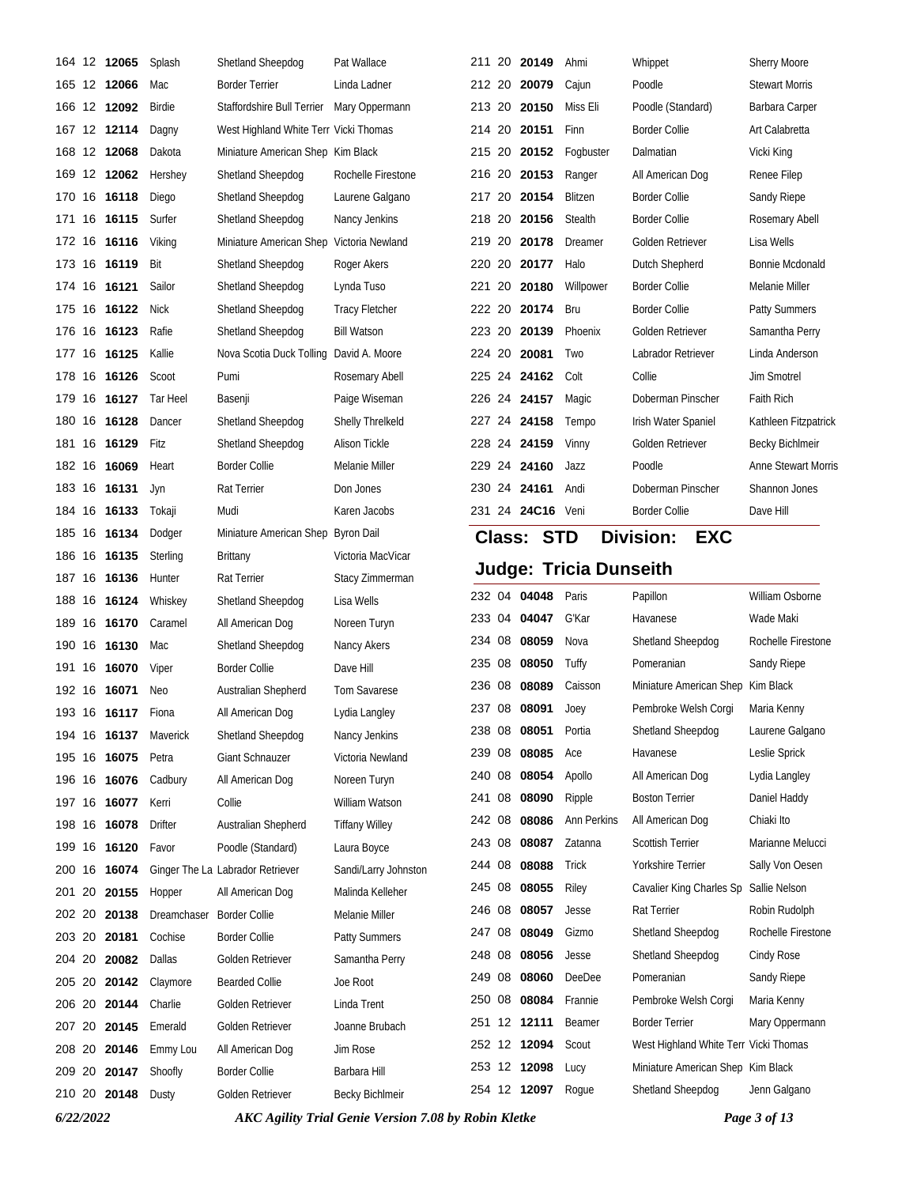| | | | | | |
|---|---|---|---|---|---|
| 164 | 12 | **12065** | Splash | Shetland Sheepdog | Pat Wallace |
| 165 | 12 | **12066** | Mac | Border Terrier | Linda Ladner |
| 166 | 12 | **12092** | Birdie | Staffordshire Bull Terrier | Mary Oppermann |
| 167 | 12 | **12114** | Dagny | West Highland White Terr | Vicki Thomas |
| 168 | 12 | **12068** | Dakota | Miniature American Shep | Kim Black |
| 169 | 12 | **12062** | Hershey | Shetland Sheepdog | Rochelle Firestone |
| 170 | 16 | **16118** | Diego | Shetland Sheepdog | Laurene Galgano |
| 171 | 16 | **16115** | Surfer | Shetland Sheepdog | Nancy Jenkins |
| 172 | 16 | **16116** | Viking | Miniature American Shep | Victoria Newland |
| 173 | 16 | **16119** | Bit | Shetland Sheepdog | Roger Akers |
| 174 | 16 | **16121** | Sailor | Shetland Sheepdog | Lynda Tuso |
| 175 | 16 | **16122** | Nick | Shetland Sheepdog | Tracy Fletcher |
| 176 | 16 | **16123** | Rafie | Shetland Sheepdog | Bill Watson |
| 177 | 16 | **16125** | Kallie | Nova Scotia Duck Tolling | David A. Moore |
| 178 | 16 | **16126** | Scoot | Pumi | Rosemary Abell |
| 179 | 16 | **16127** | Tar Heel | Basenji | Paige Wiseman |
| 180 | 16 | **16128** | Dancer | Shetland Sheepdog | Shelly Threlkeld |
| 181 | 16 | **16129** | Fitz | Shetland Sheepdog | Alison Tickle |
| 182 | 16 | **16069** | Heart | Border Collie | Melanie Miller |
| 183 | 16 | **16131** | Jyn | Rat Terrier | Don Jones |
| 184 | 16 | **16133** | Tokaji | Mudi | Karen Jacobs |
| 185 | 16 | **16134** | Dodger | Miniature American Shep | Byron Dail |
| 186 | 16 | **16135** | Sterling | Brittany | Victoria MacVicar |
| 187 | 16 | **16136** | Hunter | Rat Terrier | Stacy Zimmerman |
| 188 | 16 | **16124** | Whiskey | Shetland Sheepdog | Lisa Wells |
| 189 | 16 | **16170** | Caramel | All American Dog | Noreen Turyn |
| 190 | 16 | **16130** | Mac | Shetland Sheepdog | Nancy Akers |
| 191 | 16 | **16070** | Viper | Border Collie | Dave Hill |
| 192 | 16 | **16071** | Neo | Australian Shepherd | Tom Savarese |
| 193 | 16 | **16117** | Fiona | All American Dog | Lydia Langley |
| 194 | 16 | **16137** | Maverick | Shetland Sheepdog | Nancy Jenkins |
| 195 | 16 | **16075** | Petra | Giant Schnauzer | Victoria Newland |
| 196 | 16 | **16076** | Cadbury | All American Dog | Noreen Turyn |
| 197 | 16 | **16077** | Kerri | Collie | William Watson |
| 198 | 16 | **16078** | Drifter | Australian Shepherd | Tiffany Willey |
| 199 | 16 | **16120** | Favor | Poodle (Standard) | Laura Boyce |
| 200 | 16 | **16074** | Ginger The La | Labrador Retriever | Sandi/Larry Johnston |
| 201 | 20 | **20155** | Hopper | All American Dog | Malinda Kelleher |
| 202 | 20 | **20138** | Dreamchaser | Border Collie | Melanie Miller |
| 203 | 20 | **20181** | Cochise | Border Collie | Patty Summers |
| 204 | 20 | **20082** | Dallas | Golden Retriever | Samantha Perry |
| 205 | 20 | **20142** | Claymore | Bearded Collie | Joe Root |
| 206 | 20 | **20144** | Charlie | Golden Retriever | Linda Trent |
| 207 | 20 | **20145** | Emerald | Golden Retriever | Joanne Brubach |
| 208 | 20 | **20146** | Emmy Lou | All American Dog | Jim Rose |
| 209 | 20 | **20147** | Shoofly | Border Collie | Barbara Hill |
| 210 | 20 | **20148** | Dusty | Golden Retriever | Becky Bichlmeir |
| 211 | 20 | **20149** | Ahmi | Whippet | Sherry Moore |
| 212 | 20 | **20079** | Cajun | Poodle | Stewart Morris |
| 213 | 20 | **20150** | Miss Eli | Poodle (Standard) | Barbara Carper |
| 214 | 20 | **20151** | Finn | Border Collie | Art Calabretta |
| 215 | 20 | **20152** | Fogbuster | Dalmatian | Vicki King |
| 216 | 20 | **20153** | Ranger | All American Dog | Renee Filep |
| 217 | 20 | **20154** | Blitzen | Border Collie | Sandy Riepe |
| 218 | 20 | **20156** | Stealth | Border Collie | Rosemary Abell |
| 219 | 20 | **20178** | Dreamer | Golden Retriever | Lisa Wells |
| 220 | 20 | **20177** | Halo | Dutch Shepherd | Bonnie Mcdonald |
| 221 | 20 | **20180** | Willpower | Border Collie | Melanie Miller |
| 222 | 20 | **20174** | Bru | Border Collie | Patty Summers |
| 223 | 20 | **20139** | Phoenix | Golden Retriever | Samantha Perry |
| 224 | 20 | **20081** | Two | Labrador Retriever | Linda Anderson |
| 225 | 24 | **24162** | Colt | Collie | Jim Smotrel |
| 226 | 24 | **24157** | Magic | Doberman Pinscher | Faith Rich |
| 227 | 24 | **24158** | Tempo | Irish Water Spaniel | Kathleen Fitzpatrick |
| 228 | 24 | **24159** | Vinny | Golden Retriever | Becky Bichlmeir |
| 229 | 24 | **24160** | Jazz | Poodle | Anne Stewart Morris |
| 230 | 24 | **24161** | Andi | Doberman Pinscher | Shannon Jones |
| 231 | 24 | **24C16** | Veni | Border Collie | Dave Hill |

## Class: STD Division: EXC

## Judge: Tricia Dunseith

| | | | | | |
|---|---|---|---|---|---|
| 232 | 04 | **04048** | Paris | Papillon | William Osborne |
| 233 | 04 | **04047** | G'Kar | Havanese | Wade Maki |
| 234 | 08 | **08059** | Nova | Shetland Sheepdog | Rochelle Firestone |
| 235 | 08 | **08050** | Tuffy | Pomeranian | Sandy Riepe |
| 236 | 08 | **08089** | Caisson | Miniature American Shep | Kim Black |
| 237 | 08 | **08091** | Joey | Pembroke Welsh Corgi | Maria Kenny |
| 238 | 08 | **08051** | Portia | Shetland Sheepdog | Laurene Galgano |
| 239 | 08 | **08085** | Ace | Havanese | Leslie Sprick |
| 240 | 08 | **08054** | Apollo | All American Dog | Lydia Langley |
| 241 | 08 | **08090** | Ripple | Boston Terrier | Daniel Haddy |
| 242 | 08 | **08086** | Ann Perkins | All American Dog | Chiaki Ito |
| 243 | 08 | **08087** | Zatanna | Scottish Terrier | Marianne Melucci |
| 244 | 08 | **08088** | Trick | Yorkshire Terrier | Sally Von Oesen |
| 245 | 08 | **08055** | Riley | Cavalier King Charles Sp | Sallie Nelson |
| 246 | 08 | **08057** | Jesse | Rat Terrier | Robin Rudolph |
| 247 | 08 | **08049** | Gizmo | Shetland Sheepdog | Rochelle Firestone |
| 248 | 08 | **08056** | Jesse | Shetland Sheepdog | Cindy Rose |
| 249 | 08 | **08060** | DeeDee | Pomeranian | Sandy Riepe |
| 250 | 08 | **08084** | Frannie | Pembroke Welsh Corgi | Maria Kenny |
| 251 | 12 | **12111** | Beamer | Border Terrier | Mary Oppermann |
| 252 | 12 | **12094** | Scout | West Highland White Terr | Vicki Thomas |
| 253 | 12 | **12098** | Lucy | Miniature American Shep | Kim Black |
| 254 | 12 | **12097** | Rogue | Shetland Sheepdog | Jenn Galgano |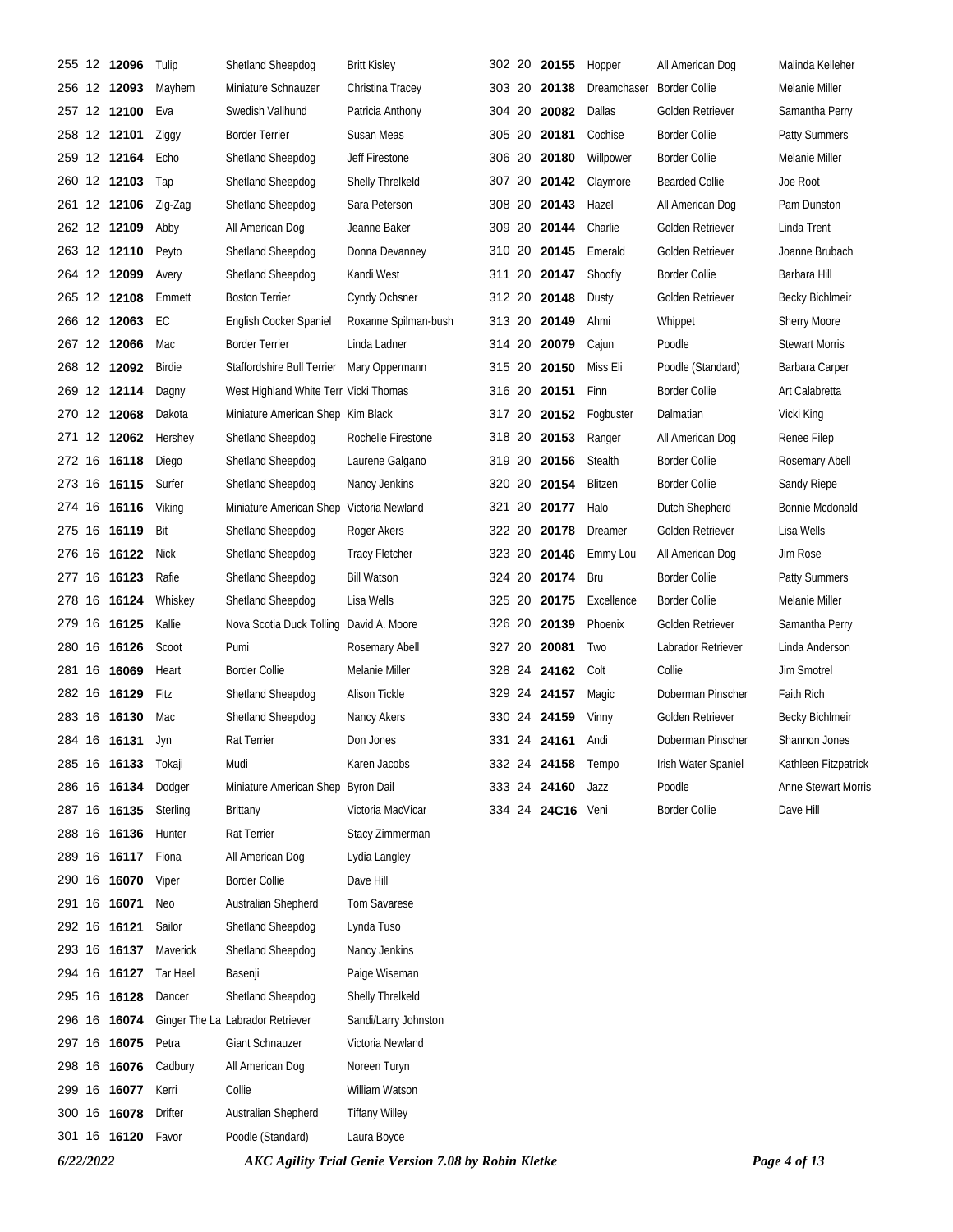| | | | | | |
|---|---|---|---|---|---|
| 255 | 12 | **12096** | Tulip | Shetland Sheepdog | Britt Kisley |
| 256 | 12 | **12093** | Mayhem | Miniature Schnauzer | Christina Tracey |
| 257 | 12 | **12100** | Eva | Swedish Vallhund | Patricia Anthony |
| 258 | 12 | **12101** | Ziggy | Border Terrier | Susan Meas |
| 259 | 12 | **12164** | Echo | Shetland Sheepdog | Jeff Firestone |
| 260 | 12 | **12103** | Tap | Shetland Sheepdog | Shelly Threlkeld |
| 261 | 12 | **12106** | Zig-Zag | Shetland Sheepdog | Sara Peterson |
| 262 | 12 | **12109** | Abby | All American Dog | Jeanne Baker |
| 263 | 12 | **12110** | Peyto | Shetland Sheepdog | Donna Devanney |
| 264 | 12 | **12099** | Avery | Shetland Sheepdog | Kandi West |
| 265 | 12 | **12108** | Emmett | Boston Terrier | Cyndy Ochsner |
| 266 | 12 | **12063** | EC | English Cocker Spaniel | Roxanne Spilman-bush |
| 267 | 12 | **12066** | Mac | Border Terrier | Linda Ladner |
| 268 | 12 | **12092** | Birdie | Staffordshire Bull Terrier | Mary Oppermann |
| 269 | 12 | **12114** | Dagny | West Highland White Terr | Vicki Thomas |
| 270 | 12 | **12068** | Dakota | Miniature American Shep | Kim Black |
| 271 | 12 | **12062** | Hershey | Shetland Sheepdog | Rochelle Firestone |
| 272 | 16 | **16118** | Diego | Shetland Sheepdog | Laurene Galgano |
| 273 | 16 | **16115** | Surfer | Shetland Sheepdog | Nancy Jenkins |
| 274 | 16 | **16116** | Viking | Miniature American Shep | Victoria Newland |
| 275 | 16 | **16119** | Bit | Shetland Sheepdog | Roger Akers |
| 276 | 16 | **16122** | Nick | Shetland Sheepdog | Tracy Fletcher |
| 277 | 16 | **16123** | Rafie | Shetland Sheepdog | Bill Watson |
| 278 | 16 | **16124** | Whiskey | Shetland Sheepdog | Lisa Wells |
| 279 | 16 | **16125** | Kallie | Nova Scotia Duck Tolling | David A. Moore |
| 280 | 16 | **16126** | Scoot | Pumi | Rosemary Abell |
| 281 | 16 | **16069** | Heart | Border Collie | Melanie Miller |
| 282 | 16 | **16129** | Fitz | Shetland Sheepdog | Alison Tickle |
| 283 | 16 | **16130** | Mac | Shetland Sheepdog | Nancy Akers |
| 284 | 16 | **16131** | Jyn | Rat Terrier | Don Jones |
| 285 | 16 | **16133** | Tokaji | Mudi | Karen Jacobs |
| 286 | 16 | **16134** | Dodger | Miniature American Shep | Byron Dail |
| 287 | 16 | **16135** | Sterling | Brittany | Victoria MacVicar |
| 288 | 16 | **16136** | Hunter | Rat Terrier | Stacy Zimmerman |
| 289 | 16 | **16117** | Fiona | All American Dog | Lydia Langley |
| 290 | 16 | **16070** | Viper | Border Collie | Dave Hill |
| 291 | 16 | **16071** | Neo | Australian Shepherd | Tom Savarese |
| 292 | 16 | **16121** | Sailor | Shetland Sheepdog | Lynda Tuso |
| 293 | 16 | **16137** | Maverick | Shetland Sheepdog | Nancy Jenkins |
| 294 | 16 | **16127** | Tar Heel | Basenji | Paige Wiseman |
| 295 | 16 | **16128** | Dancer | Shetland Sheepdog | Shelly Threlkeld |
| 296 | 16 | **16074** | Ginger The La | Labrador Retriever | Sandi/Larry Johnston |
| 297 | 16 | **16075** | Petra | Giant Schnauzer | Victoria Newland |
| 298 | 16 | **16076** | Cadbury | All American Dog | Noreen Turyn |
| 299 | 16 | **16077** | Kerri | Collie | William Watson |
| 300 | 16 | **16078** | Drifter | Australian Shepherd | Tiffany Willey |
| 301 | 16 | **16120** | Favor | Poodle (Standard) | Laura Boyce |
| 302 | 20 | **20155** | Hopper | All American Dog | Malinda Kelleher |
| 303 | 20 | **20138** | Dreamchaser | Border Collie | Melanie Miller |
| 304 | 20 | **20082** | Dallas | Golden Retriever | Samantha Perry |
| 305 | 20 | **20181** | Cochise | Border Collie | Patty Summers |
| 306 | 20 | **20180** | Willpower | Border Collie | Melanie Miller |
| 307 | 20 | **20142** | Claymore | Bearded Collie | Joe Root |
| 308 | 20 | **20143** | Hazel | All American Dog | Pam Dunston |
| 309 | 20 | **20144** | Charlie | Golden Retriever | Linda Trent |
| 310 | 20 | **20145** | Emerald | Golden Retriever | Joanne Brubach |
| 311 | 20 | **20147** | Shoofly | Border Collie | Barbara Hill |
| 312 | 20 | **20148** | Dusty | Golden Retriever | Becky Bichlmeir |
| 313 | 20 | **20149** | Ahmi | Whippet | Sherry Moore |
| 314 | 20 | **20079** | Cajun | Poodle | Stewart Morris |
| 315 | 20 | **20150** | Miss Eli | Poodle (Standard) | Barbara Carper |
| 316 | 20 | **20151** | Finn | Border Collie | Art Calabretta |
| 317 | 20 | **20152** | Fogbuster | Dalmatian | Vicki King |
| 318 | 20 | **20153** | Ranger | All American Dog | Renee Filep |
| 319 | 20 | **20156** | Stealth | Border Collie | Rosemary Abell |
| 320 | 20 | **20154** | Blitzen | Border Collie | Sandy Riepe |
| 321 | 20 | **20177** | Halo | Dutch Shepherd | Bonnie Mcdonald |
| 322 | 20 | **20178** | Dreamer | Golden Retriever | Lisa Wells |
| 323 | 20 | **20146** | Emmy Lou | All American Dog | Jim Rose |
| 324 | 20 | **20174** | Bru | Border Collie | Patty Summers |
| 325 | 20 | **20175** | Excellence | Border Collie | Melanie Miller |
| 326 | 20 | **20139** | Phoenix | Golden Retriever | Samantha Perry |
| 327 | 20 | **20081** | Two | Labrador Retriever | Linda Anderson |
| 328 | 24 | **24162** | Colt | Collie | Jim Smotrel |
| 329 | 24 | **24157** | Magic | Doberman Pinscher | Faith Rich |
| 330 | 24 | **24159** | Vinny | Golden Retriever | Becky Bichlmeir |
| 331 | 24 | **24161** | Andi | Doberman Pinscher | Shannon Jones |
| 332 | 24 | **24158** | Tempo | Irish Water Spaniel | Kathleen Fitzpatrick |
| 333 | 24 | **24160** | Jazz | Poodle | Anne Stewart Morris |
| 334 | 24 | **24C16** | Veni | Border Collie | Dave Hill |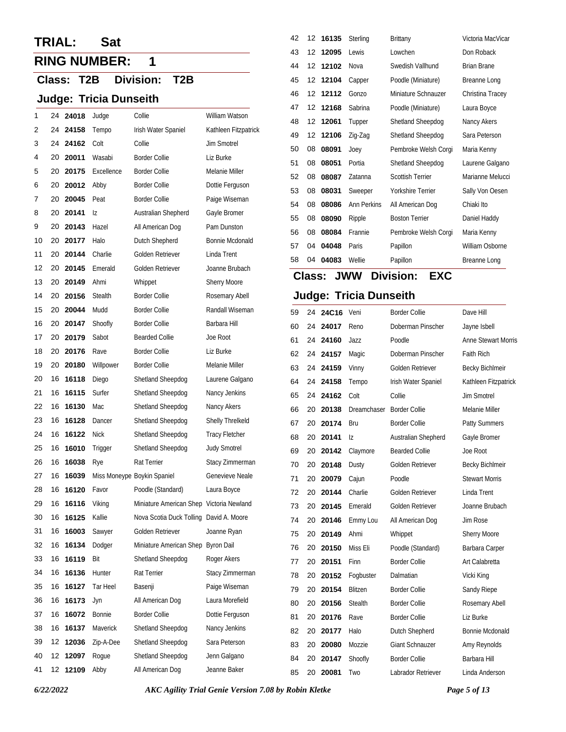## TRIAL: Sat

## RING NUMBER: 1

### Class: T2B Division: T2B

### Judge: Tricia Dunseith

| | | | | | | |
|---|---|---|---|---|---|---|
| 1 | 24 | **24018** | Judge | Collie | William Watson |
| 2 | 24 | **24158** | Tempo | Irish Water Spaniel | Kathleen Fitzpatrick |
| 3 | 24 | **24162** | Colt | Collie | Jim Smotrel |
| 4 | 20 | **20011** | Wasabi | Border Collie | Liz Burke |
| 5 | 20 | **20175** | Excellence | Border Collie | Melanie Miller |
| 6 | 20 | **20012** | Abby | Border Collie | Dottie Ferguson |
| 7 | 20 | **20045** | Peat | Border Collie | Paige Wiseman |
| 8 | 20 | **20141** | Iz | Australian Shepherd | Gayle Bromer |
| 9 | 20 | **20143** | Hazel | All American Dog | Pam Dunston |
| 10 | 20 | **20177** | Halo | Dutch Shepherd | Bonnie Mcdonald |
| 11 | 20 | **20144** | Charlie | Golden Retriever | Linda Trent |
| 12 | 20 | **20145** | Emerald | Golden Retriever | Joanne Brubach |
| 13 | 20 | **20149** | Ahmi | Whippet | Sherry Moore |
| 14 | 20 | **20156** | Stealth | Border Collie | Rosemary Abell |
| 15 | 20 | **20044** | Mudd | Border Collie | Randall Wiseman |
| 16 | 20 | **20147** | Shoofly | Border Collie | Barbara Hill |
| 17 | 20 | **20179** | Sabot | Bearded Collie | Joe Root |
| 18 | 20 | **20176** | Rave | Border Collie | Liz Burke |
| 19 | 20 | **20180** | Willpower | Border Collie | Melanie Miller |
| 20 | 16 | **16118** | Diego | Shetland Sheepdog | Laurene Galgano |
| 21 | 16 | **16115** | Surfer | Shetland Sheepdog | Nancy Jenkins |
| 22 | 16 | **16130** | Mac | Shetland Sheepdog | Nancy Akers |
| 23 | 16 | **16128** | Dancer | Shetland Sheepdog | Shelly Threlkeld |
| 24 | 16 | **16122** | Nick | Shetland Sheepdog | Tracy Fletcher |
| 25 | 16 | **16010** | Trigger | Shetland Sheepdog | Judy Smotrel |
| 26 | 16 | **16038** | Rye | Rat Terrier | Stacy Zimmerman |
| 27 | 16 | **16039** | Miss Moneype | Boykin Spaniel | Genevieve Neale |
| 28 | 16 | **16120** | Favor | Poodle (Standard) | Laura Boyce |
| 29 | 16 | **16116** | Viking | Miniature American Shep | Victoria Newland |
| 30 | 16 | **16125** | Kallie | Nova Scotia Duck Tolling | David A. Moore |
| 31 | 16 | **16003** | Sawyer | Golden Retriever | Joanne Ryan |
| 32 | 16 | **16134** | Dodger | Miniature American Shep | Byron Dail |
| 33 | 16 | **16119** | Bit | Shetland Sheepdog | Roger Akers |
| 34 | 16 | **16136** | Hunter | Rat Terrier | Stacy Zimmerman |
| 35 | 16 | **16127** | Tar Heel | Basenji | Paige Wiseman |
| 36 | 16 | **16173** | Jyn | All American Dog | Laura Morefield |
| 37 | 16 | **16072** | Bonnie | Border Collie | Dottie Ferguson |
| 38 | 16 | **16137** | Maverick | Shetland Sheepdog | Nancy Jenkins |
| 39 | 12 | **12036** | Zip-A-Dee | Shetland Sheepdog | Sara Peterson |
| 40 | 12 | **12097** | Rogue | Shetland Sheepdog | Jenn Galgano |
| 41 | 12 | **12109** | Abby | All American Dog | Jeanne Baker |
| 42 | 12 | **16135** | Sterling | Brittany | Victoria MacVicar |
| 43 | 12 | **12095** | Lewis | Lowchen | Don Roback |
| 44 | 12 | **12102** | Nova | Swedish Vallhund | Brian Brane |
| 45 | 12 | **12104** | Capper | Poodle (Miniature) | Breanne Long |
| 46 | 12 | **12112** | Gonzo | Miniature Schnauzer | Christina Tracey |
| 47 | 12 | **12168** | Sabrina | Poodle (Miniature) | Laura Boyce |
| 48 | 12 | **12061** | Tupper | Shetland Sheepdog | Nancy Akers |
| 49 | 12 | **12106** | Zig-Zag | Shetland Sheepdog | Sara Peterson |
| 50 | 08 | **08091** | Joey | Pembroke Welsh Corgi | Maria Kenny |
| 51 | 08 | **08051** | Portia | Shetland Sheepdog | Laurene Galgano |
| 52 | 08 | **08087** | Zatanna | Scottish Terrier | Marianne Melucci |
| 53 | 08 | **08031** | Sweeper | Yorkshire Terrier | Sally Von Oesen |
| 54 | 08 | **08086** | Ann Perkins | All American Dog | Chiaki Ito |
| 55 | 08 | **08090** | Ripple | Boston Terrier | Daniel Haddy |
| 56 | 08 | **08084** | Frannie | Pembroke Welsh Corgi | Maria Kenny |
| 57 | 04 | **04048** | Paris | Papillon | William Osborne |
| 58 | 04 | **04083** | Wellie | Papillon | Breanne Long |

### Class: JWW Division: EXC

### Judge: Tricia Dunseith

| | | | | | |
|---|---|---|---|---|---|
| 59 | 24 | **24C16** | Veni | Border Collie | Dave Hill |
| 60 | 24 | **24017** | Reno | Doberman Pinscher | Jayne Isbell |
| 61 | 24 | **24160** | Jazz | Poodle | Anne Stewart Morris |
| 62 | 24 | **24157** | Magic | Doberman Pinscher | Faith Rich |
| 63 | 24 | **24159** | Vinny | Golden Retriever | Becky Bichlmeir |
| 64 | 24 | **24158** | Tempo | Irish Water Spaniel | Kathleen Fitzpatrick |
| 65 | 24 | **24162** | Colt | Collie | Jim Smotrel |
| 66 | 20 | **20138** | Dreamchaser | Border Collie | Melanie Miller |
| 67 | 20 | **20174** | Bru | Border Collie | Patty Summers |
| 68 | 20 | **20141** | Iz | Australian Shepherd | Gayle Bromer |
| 69 | 20 | **20142** | Claymore | Bearded Collie | Joe Root |
| 70 | 20 | **20148** | Dusty | Golden Retriever | Becky Bichlmeir |
| 71 | 20 | **20079** | Cajun | Poodle | Stewart Morris |
| 72 | 20 | **20144** | Charlie | Golden Retriever | Linda Trent |
| 73 | 20 | **20145** | Emerald | Golden Retriever | Joanne Brubach |
| 74 | 20 | **20146** | Emmy Lou | All American Dog | Jim Rose |
| 75 | 20 | **20149** | Ahmi | Whippet | Sherry Moore |
| 76 | 20 | **20150** | Miss Eli | Poodle (Standard) | Barbara Carper |
| 77 | 20 | **20151** | Finn | Border Collie | Art Calabretta |
| 78 | 20 | **20152** | Fogbuster | Dalmatian | Vicki King |
| 79 | 20 | **20154** | Blitzen | Border Collie | Sandy Riepe |
| 80 | 20 | **20156** | Stealth | Border Collie | Rosemary Abell |
| 81 | 20 | **20176** | Rave | Border Collie | Liz Burke |
| 82 | 20 | **20177** | Halo | Dutch Shepherd | Bonnie Mcdonald |
| 83 | 20 | **20080** | Mozzie | Giant Schnauzer | Amy Reynolds |
| 84 | 20 | **20147** | Shoofly | Border Collie | Barbara Hill |
| 85 | 20 | **20081** | Two | Labrador Retriever | Linda Anderson |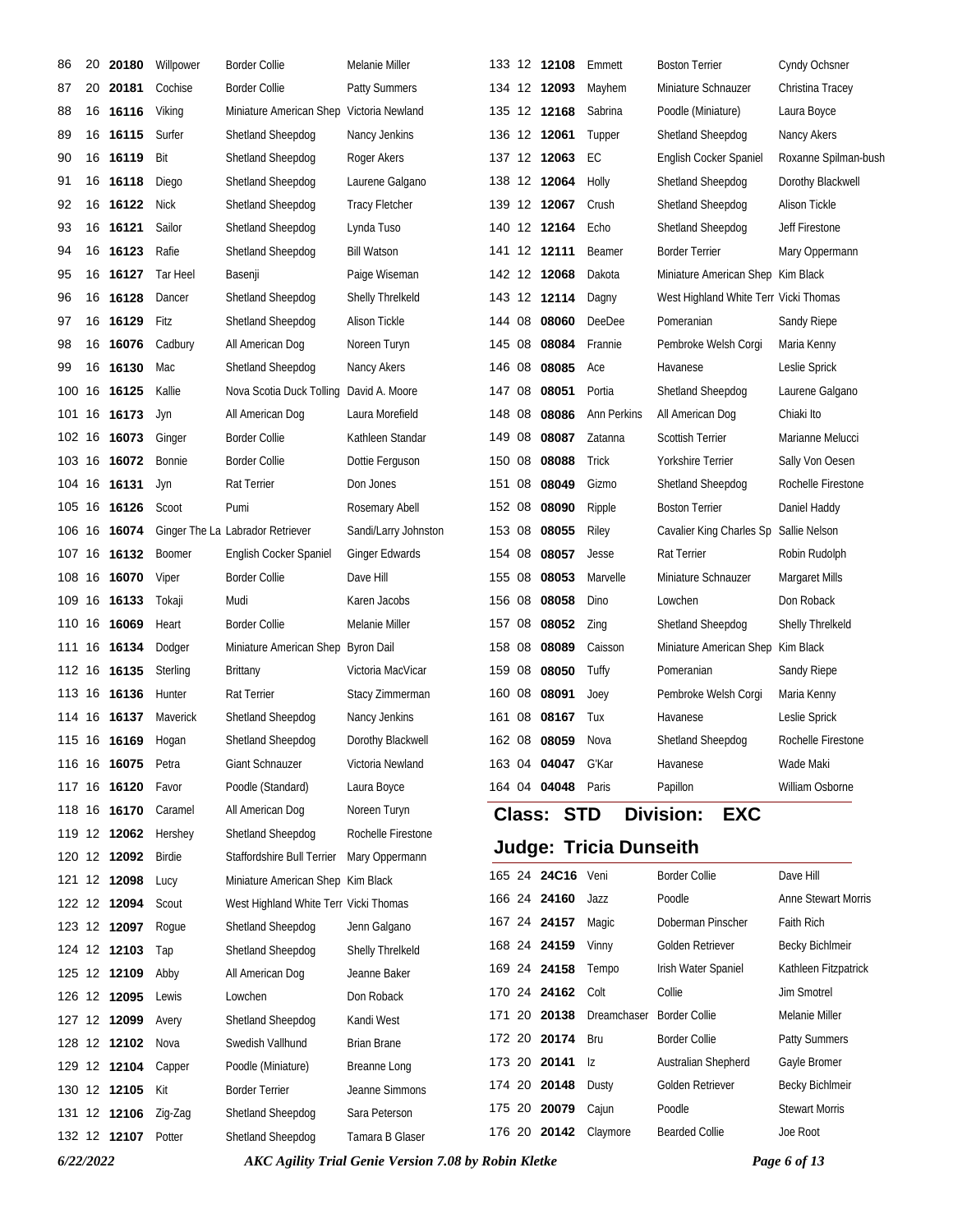| | | | | | |
|---|---|---|---|---|---|
| 86 | 20 | **20180** | Willpower | Border Collie | Melanie Miller |
| 87 | 20 | **20181** | Cochise | Border Collie | Patty Summers |
| 88 | 16 | **16116** | Viking | Miniature American Shep | Victoria Newland |
| 89 | 16 | **16115** | Surfer | Shetland Sheepdog | Nancy Jenkins |
| 90 | 16 | **16119** | Bit | Shetland Sheepdog | Roger Akers |
| 91 | 16 | **16118** | Diego | Shetland Sheepdog | Laurene Galgano |
| 92 | 16 | **16122** | Nick | Shetland Sheepdog | Tracy Fletcher |
| 93 | 16 | **16121** | Sailor | Shetland Sheepdog | Lynda Tuso |
| 94 | 16 | **16123** | Rafie | Shetland Sheepdog | Bill Watson |
| 95 | 16 | **16127** | Tar Heel | Basenji | Paige Wiseman |
| 96 | 16 | **16128** | Dancer | Shetland Sheepdog | Shelly Threlkeld |
| 97 | 16 | **16129** | Fitz | Shetland Sheepdog | Alison Tickle |
| 98 | 16 | **16076** | Cadbury | All American Dog | Noreen Turyn |
| 99 | 16 | **16130** | Mac | Shetland Sheepdog | Nancy Akers |
| 100 | 16 | **16125** | Kallie | Nova Scotia Duck Tolling | David A. Moore |
| 101 | 16 | **16173** | Jyn | All American Dog | Laura Morefield |
| 102 | 16 | **16073** | Ginger | Border Collie | Kathleen Standar |
| 103 | 16 | **16072** | Bonnie | Border Collie | Dottie Ferguson |
| 104 | 16 | **16131** | Jyn | Rat Terrier | Don Jones |
| 105 | 16 | **16126** | Scoot | Pumi | Rosemary Abell |
| 106 | 16 | **16074** | Ginger The La | Labrador Retriever | Sandi/Larry Johnston |
| 107 | 16 | **16132** | Boomer | English Cocker Spaniel | Ginger Edwards |
| 108 | 16 | **16070** | Viper | Border Collie | Dave Hill |
| 109 | 16 | **16133** | Tokaji | Mudi | Karen Jacobs |
| 110 | 16 | **16069** | Heart | Border Collie | Melanie Miller |
| 111 | 16 | **16134** | Dodger | Miniature American Shep | Byron Dail |
| 112 | 16 | **16135** | Sterling | Brittany | Victoria MacVicar |
| 113 | 16 | **16136** | Hunter | Rat Terrier | Stacy Zimmerman |
| 114 | 16 | **16137** | Maverick | Shetland Sheepdog | Nancy Jenkins |
| 115 | 16 | **16169** | Hogan | Shetland Sheepdog | Dorothy Blackwell |
| 116 | 16 | **16075** | Petra | Giant Schnauzer | Victoria Newland |
| 117 | 16 | **16120** | Favor | Poodle (Standard) | Laura Boyce |
| 118 | 16 | **16170** | Caramel | All American Dog | Noreen Turyn |
| 119 | 12 | **12062** | Hershey | Shetland Sheepdog | Rochelle Firestone |
| 120 | 12 | **12092** | Birdie | Staffordshire Bull Terrier | Mary Oppermann |
| 121 | 12 | **12098** | Lucy | Miniature American Shep | Kim Black |
| 122 | 12 | **12094** | Scout | West Highland White Terr | Vicki Thomas |
| 123 | 12 | **12097** | Rogue | Shetland Sheepdog | Jenn Galgano |
| 124 | 12 | **12103** | Tap | Shetland Sheepdog | Shelly Threlkeld |
| 125 | 12 | **12109** | Abby | All American Dog | Jeanne Baker |
| 126 | 12 | **12095** | Lewis | Lowchen | Don Roback |
| 127 | 12 | **12099** | Avery | Shetland Sheepdog | Kandi West |
| 128 | 12 | **12102** | Nova | Swedish Vallhund | Brian Brane |
| 129 | 12 | **12104** | Capper | Poodle (Miniature) | Breanne Long |
| 130 | 12 | **12105** | Kit | Border Terrier | Jeanne Simmons |
| 131 | 12 | **12106** | Zig-Zag | Shetland Sheepdog | Sara Peterson |
| 132 | 12 | **12107** | Potter | Shetland Sheepdog | Tamara B Glaser |
| 133 | 12 | **12108** | Emmett | Boston Terrier | Cyndy Ochsner |
| 134 | 12 | **12093** | Mayhem | Miniature Schnauzer | Christina Tracey |
| 135 | 12 | **12168** | Sabrina | Poodle (Miniature) | Laura Boyce |
| 136 | 12 | **12061** | Tupper | Shetland Sheepdog | Nancy Akers |
| 137 | 12 | **12063** | EC | English Cocker Spaniel | Roxanne Spilman-bush |
| 138 | 12 | **12064** | Holly | Shetland Sheepdog | Dorothy Blackwell |
| 139 | 12 | **12067** | Crush | Shetland Sheepdog | Alison Tickle |
| 140 | 12 | **12164** | Echo | Shetland Sheepdog | Jeff Firestone |
| 141 | 12 | **12111** | Beamer | Border Terrier | Mary Oppermann |
| 142 | 12 | **12068** | Dakota | Miniature American Shep | Kim Black |
| 143 | 12 | **12114** | Dagny | West Highland White Terr | Vicki Thomas |
| 144 | 08 | **08060** | DeeDee | Pomeranian | Sandy Riepe |
| 145 | 08 | **08084** | Frannie | Pembroke Welsh Corgi | Maria Kenny |
| 146 | 08 | **08085** | Ace | Havanese | Leslie Sprick |
| 147 | 08 | **08051** | Portia | Shetland Sheepdog | Laurene Galgano |
| 148 | 08 | **08086** | Ann Perkins | All American Dog | Chiaki Ito |
| 149 | 08 | **08087** | Zatanna | Scottish Terrier | Marianne Melucci |
| 150 | 08 | **08088** | Trick | Yorkshire Terrier | Sally Von Oesen |
| 151 | 08 | **08049** | Gizmo | Shetland Sheepdog | Rochelle Firestone |
| 152 | 08 | **08090** | Ripple | Boston Terrier | Daniel Haddy |
| 153 | 08 | **08055** | Riley | Cavalier King Charles Sp | Sallie Nelson |
| 154 | 08 | **08057** | Jesse | Rat Terrier | Robin Rudolph |
| 155 | 08 | **08053** | Marvelle | Miniature Schnauzer | Margaret Mills |
| 156 | 08 | **08058** | Dino | Lowchen | Don Roback |
| 157 | 08 | **08052** | Zing | Shetland Sheepdog | Shelly Threlkeld |
| 158 | 08 | **08089** | Caisson | Miniature American Shep | Kim Black |
| 159 | 08 | **08050** | Tuffy | Pomeranian | Sandy Riepe |
| 160 | 08 | **08091** | Joey | Pembroke Welsh Corgi | Maria Kenny |
| 161 | 08 | **08167** | Tux | Havanese | Leslie Sprick |
| 162 | 08 | **08059** | Nova | Shetland Sheepdog | Rochelle Firestone |
| 163 | 04 | **04047** | G'Kar | Havanese | Wade Maki |
| 164 | 04 | **04048** | Paris | Papillon | William Osborne |

## Class: STD Division: EXC

## Judge: Tricia Dunseith

| | | | | | |
|---|---|---|---|---|---|
| 165 | 24 | **24C16** | Veni | Border Collie | Dave Hill |
| 166 | 24 | **24160** | Jazz | Poodle | Anne Stewart Morris |
| 167 | 24 | **24157** | Magic | Doberman Pinscher | Faith Rich |
| 168 | 24 | **24159** | Vinny | Golden Retriever | Becky Bichlmeir |
| 169 | 24 | **24158** | Tempo | Irish Water Spaniel | Kathleen Fitzpatrick |
| 170 | 24 | **24162** | Colt | Collie | Jim Smotrel |
| 171 | 20 | **20138** | Dreamchaser | Border Collie | Melanie Miller |
| 172 | 20 | **20174** | Bru | Border Collie | Patty Summers |
| 173 | 20 | **20141** | Iz | Australian Shepherd | Gayle Bromer |
| 174 | 20 | **20148** | Dusty | Golden Retriever | Becky Bichlmeir |
| 175 | 20 | **20079** | Cajun | Poodle | Stewart Morris |
| 176 | 20 | **20142** | Claymore | Bearded Collie | Joe Root |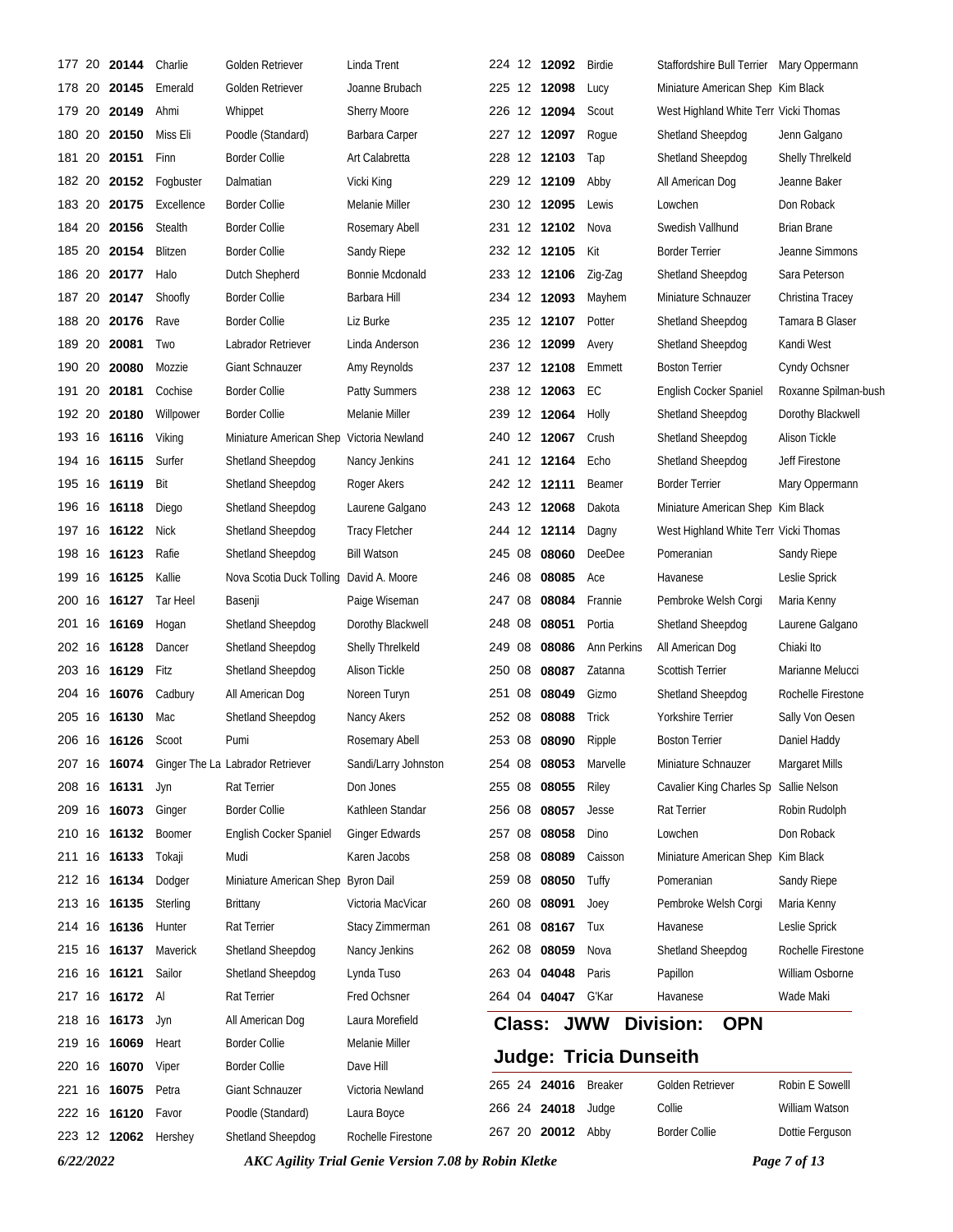| # | Ht | Armband | Call Name | Breed | Handler |
|---|---|---|---|---|---|
| 177 | 20 | **20144** | Charlie | Golden Retriever | Linda Trent |
| 178 | 20 | **20145** | Emerald | Golden Retriever | Joanne Brubach |
| 179 | 20 | **20149** | Ahmi | Whippet | Sherry Moore |
| 180 | 20 | **20150** | Miss Eli | Poodle (Standard) | Barbara Carper |
| 181 | 20 | **20151** | Finn | Border Collie | Art Calabretta |
| 182 | 20 | **20152** | Fogbuster | Dalmatian | Vicki King |
| 183 | 20 | **20175** | Excellence | Border Collie | Melanie Miller |
| 184 | 20 | **20156** | Stealth | Border Collie | Rosemary Abell |
| 185 | 20 | **20154** | Blitzen | Border Collie | Sandy Riepe |
| 186 | 20 | **20177** | Halo | Dutch Shepherd | Bonnie Mcdonald |
| 187 | 20 | **20147** | Shoofly | Border Collie | Barbara Hill |
| 188 | 20 | **20176** | Rave | Border Collie | Liz Burke |
| 189 | 20 | **20081** | Two | Labrador Retriever | Linda Anderson |
| 190 | 20 | **20080** | Mozzie | Giant Schnauzer | Amy Reynolds |
| 191 | 20 | **20181** | Cochise | Border Collie | Patty Summers |
| 192 | 20 | **20180** | Willpower | Border Collie | Melanie Miller |
| 193 | 16 | **16116** | Viking | Miniature American Shep | Victoria Newland |
| 194 | 16 | **16115** | Surfer | Shetland Sheepdog | Nancy Jenkins |
| 195 | 16 | **16119** | Bit | Shetland Sheepdog | Roger Akers |
| 196 | 16 | **16118** | Diego | Shetland Sheepdog | Laurene Galgano |
| 197 | 16 | **16122** | Nick | Shetland Sheepdog | Tracy Fletcher |
| 198 | 16 | **16123** | Rafie | Shetland Sheepdog | Bill Watson |
| 199 | 16 | **16125** | Kallie | Nova Scotia Duck Tolling | David A. Moore |
| 200 | 16 | **16127** | Tar Heel | Basenji | Paige Wiseman |
| 201 | 16 | **16169** | Hogan | Shetland Sheepdog | Dorothy Blackwell |
| 202 | 16 | **16128** | Dancer | Shetland Sheepdog | Shelly Threlkeld |
| 203 | 16 | **16129** | Fitz | Shetland Sheepdog | Alison Tickle |
| 204 | 16 | **16076** | Cadbury | All American Dog | Noreen Turyn |
| 205 | 16 | **16130** | Mac | Shetland Sheepdog | Nancy Akers |
| 206 | 16 | **16126** | Scoot | Pumi | Rosemary Abell |
| 207 | 16 | **16074** | Ginger The La | Labrador Retriever | Sandi/Larry Johnston |
| 208 | 16 | **16131** | Jyn | Rat Terrier | Don Jones |
| 209 | 16 | **16073** | Ginger | Border Collie | Kathleen Standar |
| 210 | 16 | **16132** | Boomer | English Cocker Spaniel | Ginger Edwards |
| 211 | 16 | **16133** | Tokaji | Mudi | Karen Jacobs |
| 212 | 16 | **16134** | Dodger | Miniature American Shep | Byron Dail |
| 213 | 16 | **16135** | Sterling | Brittany | Victoria MacVicar |
| 214 | 16 | **16136** | Hunter | Rat Terrier | Stacy Zimmerman |
| 215 | 16 | **16137** | Maverick | Shetland Sheepdog | Nancy Jenkins |
| 216 | 16 | **16121** | Sailor | Shetland Sheepdog | Lynda Tuso |
| 217 | 16 | **16172** | Al | Rat Terrier | Fred Ochsner |
| 218 | 16 | **16173** | Jyn | All American Dog | Laura Morefield |
| 219 | 16 | **16069** | Heart | Border Collie | Melanie Miller |
| 220 | 16 | **16070** | Viper | Border Collie | Dave Hill |
| 221 | 16 | **16075** | Petra | Giant Schnauzer | Victoria Newland |
| 222 | 16 | **16120** | Favor | Poodle (Standard) | Laura Boyce |
| 223 | 12 | **12062** | Hershey | Shetland Sheepdog | Rochelle Firestone |
| 224 | 12 | **12092** | Birdie | Staffordshire Bull Terrier | Mary Oppermann |
| 225 | 12 | **12098** | Lucy | Miniature American Shep | Kim Black |
| 226 | 12 | **12094** | Scout | West Highland White Terr | Vicki Thomas |
| 227 | 12 | **12097** | Rogue | Shetland Sheepdog | Jenn Galgano |
| 228 | 12 | **12103** | Tap | Shetland Sheepdog | Shelly Threlkeld |
| 229 | 12 | **12109** | Abby | All American Dog | Jeanne Baker |
| 230 | 12 | **12095** | Lewis | Lowchen | Don Roback |
| 231 | 12 | **12102** | Nova | Swedish Vallhund | Brian Brane |
| 232 | 12 | **12105** | Kit | Border Terrier | Jeanne Simmons |
| 233 | 12 | **12106** | Zig-Zag | Shetland Sheepdog | Sara Peterson |
| 234 | 12 | **12093** | Mayhem | Miniature Schnauzer | Christina Tracey |
| 235 | 12 | **12107** | Potter | Shetland Sheepdog | Tamara B Glaser |
| 236 | 12 | **12099** | Avery | Shetland Sheepdog | Kandi West |
| 237 | 12 | **12108** | Emmett | Boston Terrier | Cyndy Ochsner |
| 238 | 12 | **12063** | EC | English Cocker Spaniel | Roxanne Spilman-bush |
| 239 | 12 | **12064** | Holly | Shetland Sheepdog | Dorothy Blackwell |
| 240 | 12 | **12067** | Crush | Shetland Sheepdog | Alison Tickle |
| 241 | 12 | **12164** | Echo | Shetland Sheepdog | Jeff Firestone |
| 242 | 12 | **12111** | Beamer | Border Terrier | Mary Oppermann |
| 243 | 12 | **12068** | Dakota | Miniature American Shep | Kim Black |
| 244 | 12 | **12114** | Dagny | West Highland White Terr | Vicki Thomas |
| 245 | 08 | **08060** | DeeDee | Pomeranian | Sandy Riepe |
| 246 | 08 | **08085** | Ace | Havanese | Leslie Sprick |
| 247 | 08 | **08084** | Frannie | Pembroke Welsh Corgi | Maria Kenny |
| 248 | 08 | **08051** | Portia | Shetland Sheepdog | Laurene Galgano |
| 249 | 08 | **08086** | Ann Perkins | All American Dog | Chiaki Ito |
| 250 | 08 | **08087** | Zatanna | Scottish Terrier | Marianne Melucci |
| 251 | 08 | **08049** | Gizmo | Shetland Sheepdog | Rochelle Firestone |
| 252 | 08 | **08088** | Trick | Yorkshire Terrier | Sally Von Oesen |
| 253 | 08 | **08090** | Ripple | Boston Terrier | Daniel Haddy |
| 254 | 08 | **08053** | Marvelle | Miniature Schnauzer | Margaret Mills |
| 255 | 08 | **08055** | Riley | Cavalier King Charles Sp | Sallie Nelson |
| 256 | 08 | **08057** | Jesse | Rat Terrier | Robin Rudolph |
| 257 | 08 | **08058** | Dino | Lowchen | Don Roback |
| 258 | 08 | **08089** | Caisson | Miniature American Shep | Kim Black |
| 259 | 08 | **08050** | Tuffy | Pomeranian | Sandy Riepe |
| 260 | 08 | **08091** | Joey | Pembroke Welsh Corgi | Maria Kenny |
| 261 | 08 | **08167** | Tux | Havanese | Leslie Sprick |
| 262 | 08 | **08059** | Nova | Shetland Sheepdog | Rochelle Firestone |
| 263 | 04 | **04048** | Paris | Papillon | William Osborne |
| 264 | 04 | **04047** | G'Kar | Havanese | Wade Maki |

## Class: JWW Division: OPN

## Judge: Tricia Dunseith

| # | Ht | Armband | Call Name | Breed | Handler |
|---|---|---|---|---|---|
| 265 | 24 | **24016** | Breaker | Golden Retriever | Robin E Sowelll |
| 266 | 24 | **24018** | Judge | Collie | William Watson |
| 267 | 20 | **20012** | Abby | Border Collie | Dottie Ferguson |

*6/22/2022* *AKC Agility Trial Genie Version 7.08 by Robin Kletke*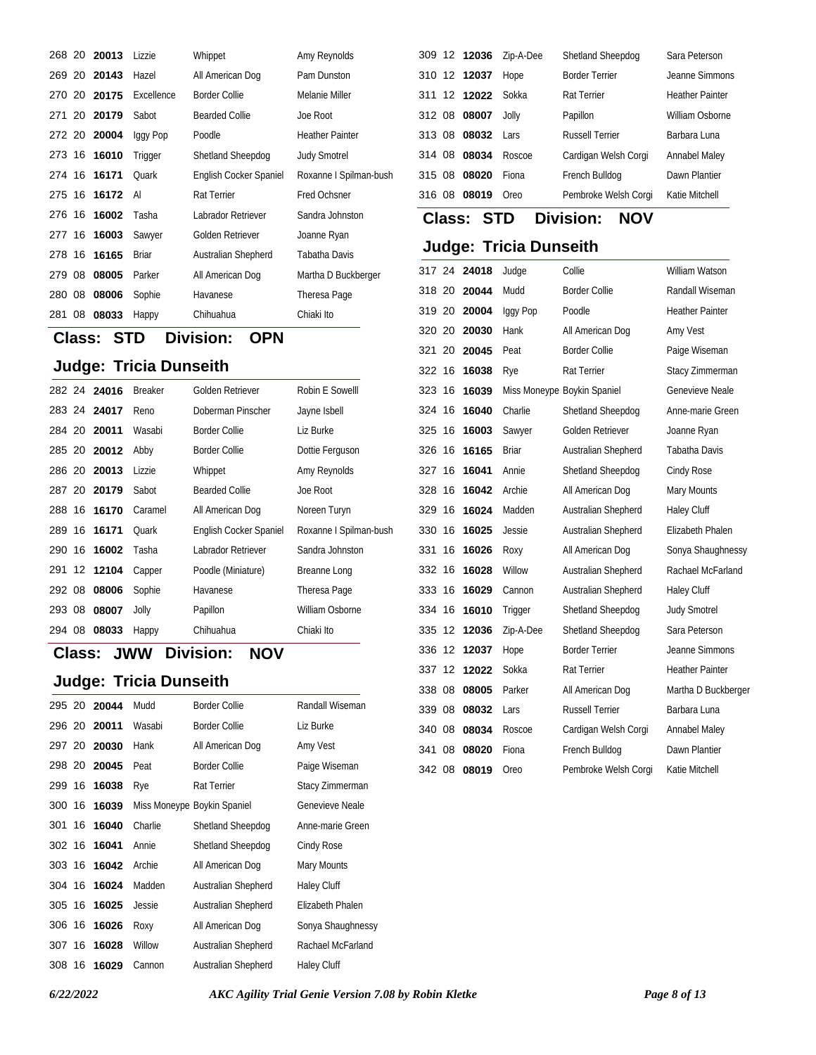| | | | | | |
|---|---|---|---|---|---|
| 268 | 20 | **20013** | Lizzie | Whippet | Amy Reynolds |
| 269 | 20 | **20143** | Hazel | All American Dog | Pam Dunston |
| 270 | 20 | **20175** | Excellence | Border Collie | Melanie Miller |
| 271 | 20 | **20179** | Sabot | Bearded Collie | Joe Root |
| 272 | 20 | **20004** | Iggy Pop | Poodle | Heather Painter |
| 273 | 16 | **16010** | Trigger | Shetland Sheepdog | Judy Smotrel |
| 274 | 16 | **16171** | Quark | English Cocker Spaniel | Roxanne I Spilman-bush |
| 275 | 16 | **16172** | Al | Rat Terrier | Fred Ochsner |
| 276 | 16 | **16002** | Tasha | Labrador Retriever | Sandra Johnston |
| 277 | 16 | **16003** | Sawyer | Golden Retriever | Joanne Ryan |
| 278 | 16 | **16165** | Briar | Australian Shepherd | Tabatha Davis |
| 279 | 08 | **08005** | Parker | All American Dog | Martha D Buckberger |
| 280 | 08 | **08006** | Sophie | Havanese | Theresa Page |
| 281 | 08 | **08033** | Happy | Chihuahua | Chiaki Ito |

## Class: STD Division: OPN

## Judge: Tricia Dunseith

| | | | | | |
|---|---|---|---|---|---|
| 282 | 24 | **24016** | Breaker | Golden Retriever | Robin E Sowelll |
| 283 | 24 | **24017** | Reno | Doberman Pinscher | Jayne Isbell |
| 284 | 20 | **20011** | Wasabi | Border Collie | Liz Burke |
| 285 | 20 | **20012** | Abby | Border Collie | Dottie Ferguson |
| 286 | 20 | **20013** | Lizzie | Whippet | Amy Reynolds |
| 287 | 20 | **20179** | Sabot | Bearded Collie | Joe Root |
| 288 | 16 | **16170** | Caramel | All American Dog | Noreen Turyn |
| 289 | 16 | **16171** | Quark | English Cocker Spaniel | Roxanne I Spilman-bush |
| 290 | 16 | **16002** | Tasha | Labrador Retriever | Sandra Johnston |
| 291 | 12 | **12104** | Capper | Poodle (Miniature) | Breanne Long |
| 292 | 08 | **08006** | Sophie | Havanese | Theresa Page |
| 293 | 08 | **08007** | Jolly | Papillon | William Osborne |
| 294 | 08 | **08033** | Happy | Chihuahua | Chiaki Ito |

## Class: JWW Division: NOV

## Judge: Tricia Dunseith

| | | | | | |
|---|---|---|---|---|---|
| 295 | 20 | **20044** | Mudd | Border Collie | Randall Wiseman |
| 296 | 20 | **20011** | Wasabi | Border Collie | Liz Burke |
| 297 | 20 | **20030** | Hank | All American Dog | Amy Vest |
| 298 | 20 | **20045** | Peat | Border Collie | Paige Wiseman |
| 299 | 16 | **16038** | Rye | Rat Terrier | Stacy Zimmerman |
| 300 | 16 | **16039** | Miss Moneype | Boykin Spaniel | Genevieve Neale |
| 301 | 16 | **16040** | Charlie | Shetland Sheepdog | Anne-marie Green |
| 302 | 16 | **16041** | Annie | Shetland Sheepdog | Cindy Rose |
| 303 | 16 | **16042** | Archie | All American Dog | Mary Mounts |
| 304 | 16 | **16024** | Madden | Australian Shepherd | Haley Cluff |
| 305 | 16 | **16025** | Jessie | Australian Shepherd | Elizabeth Phalen |
| 306 | 16 | **16026** | Roxy | All American Dog | Sonya Shaughnessy |
| 307 | 16 | **16028** | Willow | Australian Shepherd | Rachael McFarland |
| 308 | 16 | **16029** | Cannon | Australian Shepherd | Haley Cluff |
| 309 | 12 | **12036** | Zip-A-Dee | Shetland Sheepdog | Sara Peterson |
| 310 | 12 | **12037** | Hope | Border Terrier | Jeanne Simmons |
| 311 | 12 | **12022** | Sokka | Rat Terrier | Heather Painter |
| 312 | 08 | **08007** | Jolly | Papillon | William Osborne |
| 313 | 08 | **08032** | Lars | Russell Terrier | Barbara Luna |
| 314 | 08 | **08034** | Roscoe | Cardigan Welsh Corgi | Annabel Maley |
| 315 | 08 | **08020** | Fiona | French Bulldog | Dawn Plantier |
| 316 | 08 | **08019** | Oreo | Pembroke Welsh Corgi | Katie Mitchell |

## Class: STD Division: NOV

## Judge: Tricia Dunseith

| | | | | | |
|---|---|---|---|---|---|
| 317 | 24 | **24018** | Judge | Collie | William Watson |
| 318 | 20 | **20044** | Mudd | Border Collie | Randall Wiseman |
| 319 | 20 | **20004** | Iggy Pop | Poodle | Heather Painter |
| 320 | 20 | **20030** | Hank | All American Dog | Amy Vest |
| 321 | 20 | **20045** | Peat | Border Collie | Paige Wiseman |
| 322 | 16 | **16038** | Rye | Rat Terrier | Stacy Zimmerman |
| 323 | 16 | **16039** | Miss Moneype | Boykin Spaniel | Genevieve Neale |
| 324 | 16 | **16040** | Charlie | Shetland Sheepdog | Anne-marie Green |
| 325 | 16 | **16003** | Sawyer | Golden Retriever | Joanne Ryan |
| 326 | 16 | **16165** | Briar | Australian Shepherd | Tabatha Davis |
| 327 | 16 | **16041** | Annie | Shetland Sheepdog | Cindy Rose |
| 328 | 16 | **16042** | Archie | All American Dog | Mary Mounts |
| 329 | 16 | **16024** | Madden | Australian Shepherd | Haley Cluff |
| 330 | 16 | **16025** | Jessie | Australian Shepherd | Elizabeth Phalen |
| 331 | 16 | **16026** | Roxy | All American Dog | Sonya Shaughnessy |
| 332 | 16 | **16028** | Willow | Australian Shepherd | Rachael McFarland |
| 333 | 16 | **16029** | Cannon | Australian Shepherd | Haley Cluff |
| 334 | 16 | **16010** | Trigger | Shetland Sheepdog | Judy Smotrel |
| 335 | 12 | **12036** | Zip-A-Dee | Shetland Sheepdog | Sara Peterson |
| 336 | 12 | **12037** | Hope | Border Terrier | Jeanne Simmons |
| 337 | 12 | **12022** | Sokka | Rat Terrier | Heather Painter |
| 338 | 08 | **08005** | Parker | All American Dog | Martha D Buckberger |
| 339 | 08 | **08032** | Lars | Russell Terrier | Barbara Luna |
| 340 | 08 | **08034** | Roscoe | Cardigan Welsh Corgi | Annabel Maley |
| 341 | 08 | **08020** | Fiona | French Bulldog | Dawn Plantier |
| 342 | 08 | **08019** | Oreo | Pembroke Welsh Corgi | Katie Mitchell |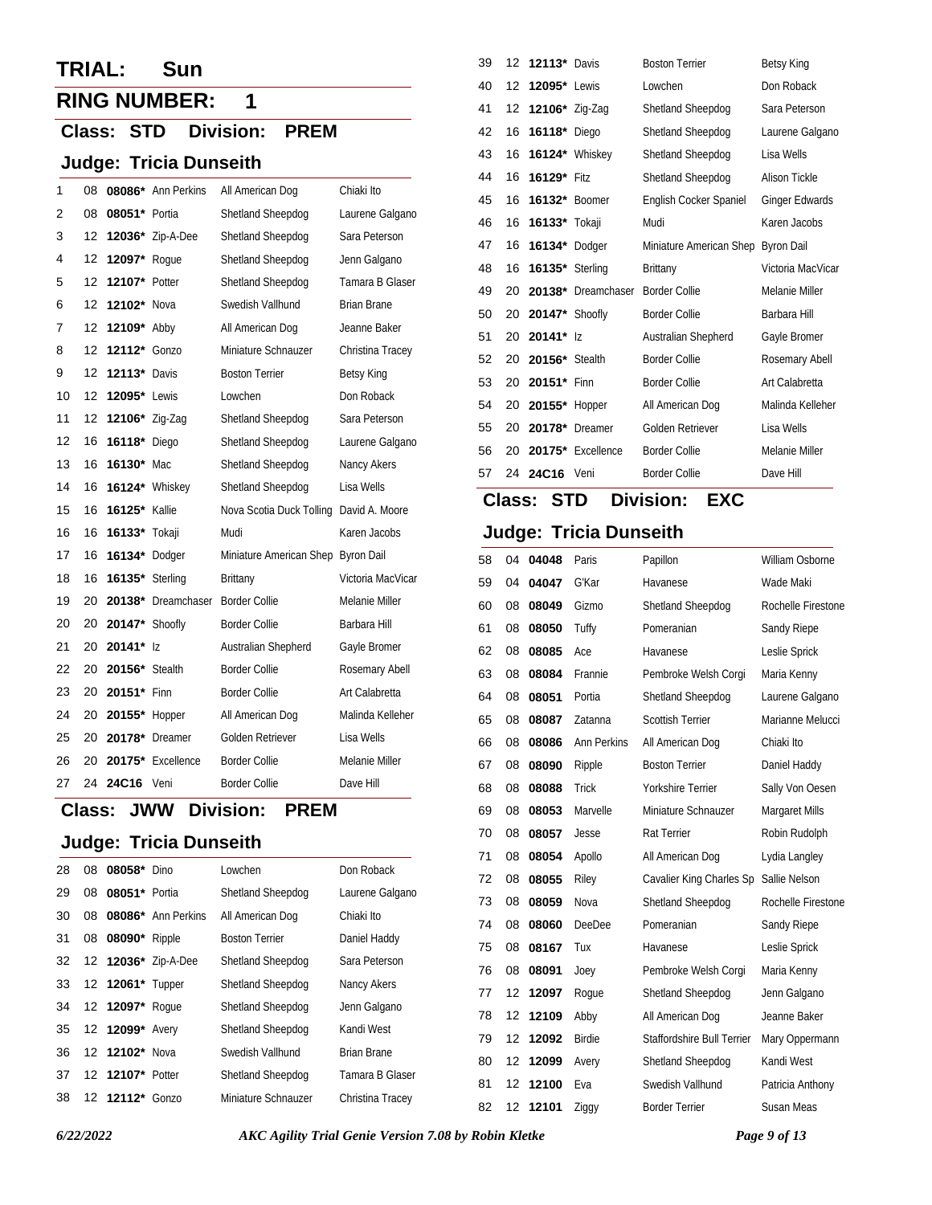# TRIAL: Sun

## RING NUMBER: 1

### Class: STD Division: PREM

### Judge: Tricia Dunseith

| | | | | | |
|---|---|---|---|---|---|
| 1 | 08 | **08086*** | Ann Perkins | All American Dog | Chiaki Ito |
| 2 | 08 | **08051*** | Portia | Shetland Sheepdog | Laurene Galgano |
| 3 | 12 | **12036*** | Zip-A-Dee | Shetland Sheepdog | Sara Peterson |
| 4 | 12 | **12097*** | Rogue | Shetland Sheepdog | Jenn Galgano |
| 5 | 12 | **12107*** | Potter | Shetland Sheepdog | Tamara B Glaser |
| 6 | 12 | **12102*** | Nova | Swedish Vallhund | Brian Brane |
| 7 | 12 | **12109*** | Abby | All American Dog | Jeanne Baker |
| 8 | 12 | **12112*** | Gonzo | Miniature Schnauzer | Christina Tracey |
| 9 | 12 | **12113*** | Davis | Boston Terrier | Betsy King |
| 10 | 12 | **12095*** | Lewis | Lowchen | Don Roback |
| 11 | 12 | **12106*** | Zig-Zag | Shetland Sheepdog | Sara Peterson |
| 12 | 16 | **16118*** | Diego | Shetland Sheepdog | Laurene Galgano |
| 13 | 16 | **16130*** | Mac | Shetland Sheepdog | Nancy Akers |
| 14 | 16 | **16124*** | Whiskey | Shetland Sheepdog | Lisa Wells |
| 15 | 16 | **16125*** | Kallie | Nova Scotia Duck Tolling | David A. Moore |
| 16 | 16 | **16133*** | Tokaji | Mudi | Karen Jacobs |
| 17 | 16 | **16134*** | Dodger | Miniature American Shep | Byron Dail |
| 18 | 16 | **16135*** | Sterling | Brittany | Victoria MacVicar |
| 19 | 20 | **20138*** | Dreamchaser | Border Collie | Melanie Miller |
| 20 | 20 | **20147*** | Shoofly | Border Collie | Barbara Hill |
| 21 | 20 | **20141*** | Iz | Australian Shepherd | Gayle Bromer |
| 22 | 20 | **20156*** | Stealth | Border Collie | Rosemary Abell |
| 23 | 20 | **20151*** | Finn | Border Collie | Art Calabretta |
| 24 | 20 | **20155*** | Hopper | All American Dog | Malinda Kelleher |
| 25 | 20 | **20178*** | Dreamer | Golden Retriever | Lisa Wells |
| 26 | 20 | **20175*** | Excellence | Border Collie | Melanie Miller |
| 27 | 24 | **24C16** | Veni | Border Collie | Dave Hill |

### Class: JWW Division: PREM

### Judge: Tricia Dunseith

| | | | | | |
|---|---|---|---|---|---|
| 28 | 08 | **08058*** | Dino | Lowchen | Don Roback |
| 29 | 08 | **08051*** | Portia | Shetland Sheepdog | Laurene Galgano |
| 30 | 08 | **08086*** | Ann Perkins | All American Dog | Chiaki Ito |
| 31 | 08 | **08090*** | Ripple | Boston Terrier | Daniel Haddy |
| 32 | 12 | **12036*** | Zip-A-Dee | Shetland Sheepdog | Sara Peterson |
| 33 | 12 | **12061*** | Tupper | Shetland Sheepdog | Nancy Akers |
| 34 | 12 | **12097*** | Rogue | Shetland Sheepdog | Jenn Galgano |
| 35 | 12 | **12099*** | Avery | Shetland Sheepdog | Kandi West |
| 36 | 12 | **12102*** | Nova | Swedish Vallhund | Brian Brane |
| 37 | 12 | **12107*** | Potter | Shetland Sheepdog | Tamara B Glaser |
| 38 | 12 | **12112*** | Gonzo | Miniature Schnauzer | Christina Tracey |
| 39 | 12 | **12113*** | Davis | Boston Terrier | Betsy King |
| 40 | 12 | **12095*** | Lewis | Lowchen | Don Roback |
| 41 | 12 | **12106*** | Zig-Zag | Shetland Sheepdog | Sara Peterson |
| 42 | 16 | **16118*** | Diego | Shetland Sheepdog | Laurene Galgano |
| 43 | 16 | **16124*** | Whiskey | Shetland Sheepdog | Lisa Wells |
| 44 | 16 | **16129*** | Fitz | Shetland Sheepdog | Alison Tickle |
| 45 | 16 | **16132*** | Boomer | English Cocker Spaniel | Ginger Edwards |
| 46 | 16 | **16133*** | Tokaji | Mudi | Karen Jacobs |
| 47 | 16 | **16134*** | Dodger | Miniature American Shep | Byron Dail |
| 48 | 16 | **16135*** | Sterling | Brittany | Victoria MacVicar |
| 49 | 20 | **20138*** | Dreamchaser | Border Collie | Melanie Miller |
| 50 | 20 | **20147*** | Shoofly | Border Collie | Barbara Hill |
| 51 | 20 | **20141*** | Iz | Australian Shepherd | Gayle Bromer |
| 52 | 20 | **20156*** | Stealth | Border Collie | Rosemary Abell |
| 53 | 20 | **20151*** | Finn | Border Collie | Art Calabretta |
| 54 | 20 | **20155*** | Hopper | All American Dog | Malinda Kelleher |
| 55 | 20 | **20178*** | Dreamer | Golden Retriever | Lisa Wells |
| 56 | 20 | **20175*** | Excellence | Border Collie | Melanie Miller |
| 57 | 24 | **24C16** | Veni | Border Collie | Dave Hill |

### Class: STD Division: EXC

### Judge: Tricia Dunseith

| | | | | | |
|---|---|---|---|---|---|
| 58 | 04 | **04048** | Paris | Papillon | William Osborne |
| 59 | 04 | **04047** | G'Kar | Havanese | Wade Maki |
| 60 | 08 | **08049** | Gizmo | Shetland Sheepdog | Rochelle Firestone |
| 61 | 08 | **08050** | Tuffy | Pomeranian | Sandy Riepe |
| 62 | 08 | **08085** | Ace | Havanese | Leslie Sprick |
| 63 | 08 | **08084** | Frannie | Pembroke Welsh Corgi | Maria Kenny |
| 64 | 08 | **08051** | Portia | Shetland Sheepdog | Laurene Galgano |
| 65 | 08 | **08087** | Zatanna | Scottish Terrier | Marianne Melucci |
| 66 | 08 | **08086** | Ann Perkins | All American Dog | Chiaki Ito |
| 67 | 08 | **08090** | Ripple | Boston Terrier | Daniel Haddy |
| 68 | 08 | **08088** | Trick | Yorkshire Terrier | Sally Von Oesen |
| 69 | 08 | **08053** | Marvelle | Miniature Schnauzer | Margaret Mills |
| 70 | 08 | **08057** | Jesse | Rat Terrier | Robin Rudolph |
| 71 | 08 | **08054** | Apollo | All American Dog | Lydia Langley |
| 72 | 08 | **08055** | Riley | Cavalier King Charles Sp | Sallie Nelson |
| 73 | 08 | **08059** | Nova | Shetland Sheepdog | Rochelle Firestone |
| 74 | 08 | **08060** | DeeDee | Pomeranian | Sandy Riepe |
| 75 | 08 | **08167** | Tux | Havanese | Leslie Sprick |
| 76 | 08 | **08091** | Joey | Pembroke Welsh Corgi | Maria Kenny |
| 77 | 12 | **12097** | Rogue | Shetland Sheepdog | Jenn Galgano |
| 78 | 12 | **12109** | Abby | All American Dog | Jeanne Baker |
| 79 | 12 | **12092** | Birdie | Staffordshire Bull Terrier | Mary Oppermann |
| 80 | 12 | **12099** | Avery | Shetland Sheepdog | Kandi West |
| 81 | 12 | **12100** | Eva | Swedish Vallhund | Patricia Anthony |
| 82 | 12 | **12101** | Ziggy | Border Terrier | Susan Meas |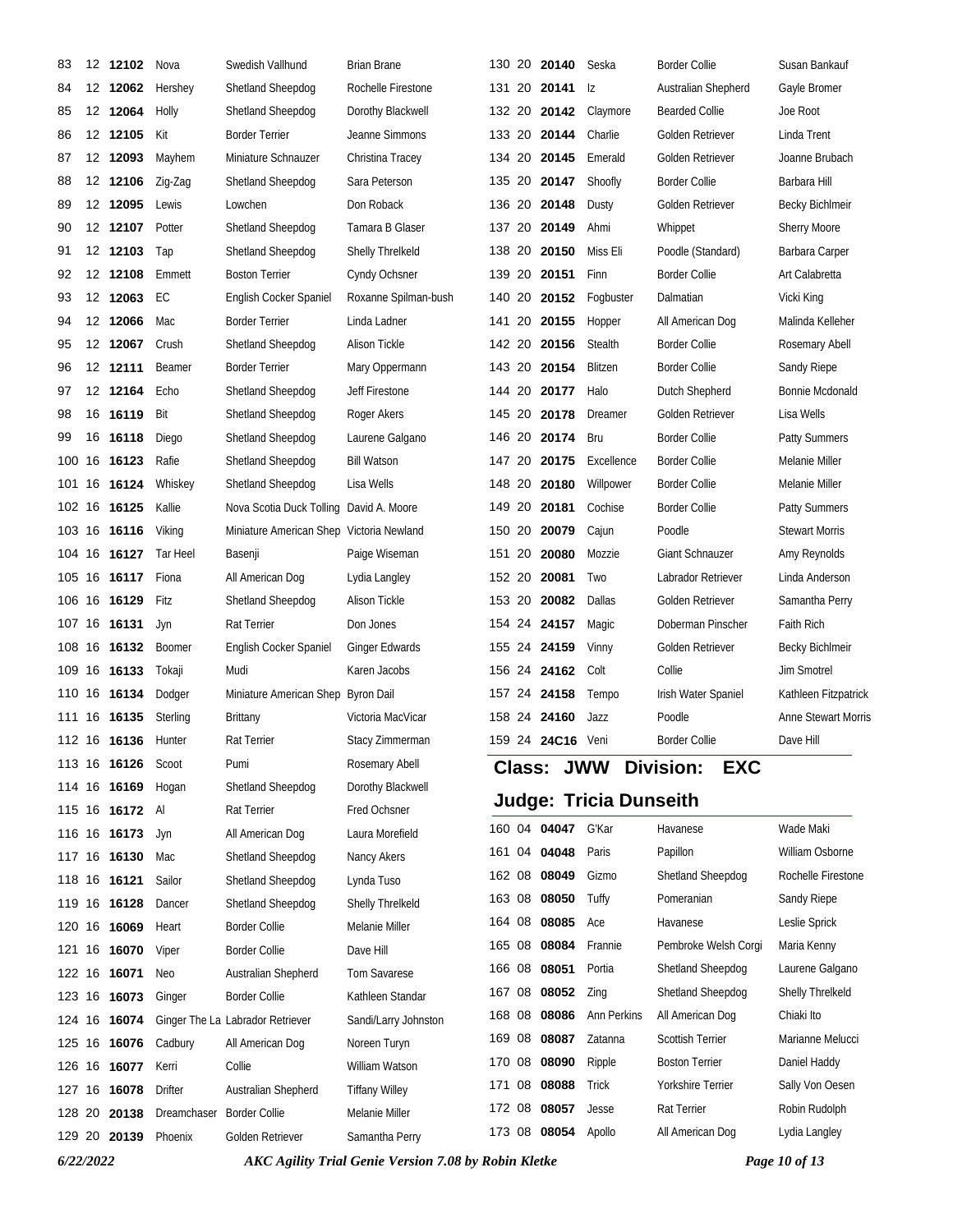| | | | | | |
|---|---|---|---|---|---|
| 83 | 12 | **12102** | Nova | Swedish Vallhund | Brian Brane |
| 84 | 12 | **12062** | Hershey | Shetland Sheepdog | Rochelle Firestone |
| 85 | 12 | **12064** | Holly | Shetland Sheepdog | Dorothy Blackwell |
| 86 | 12 | **12105** | Kit | Border Terrier | Jeanne Simmons |
| 87 | 12 | **12093** | Mayhem | Miniature Schnauzer | Christina Tracey |
| 88 | 12 | **12106** | Zig-Zag | Shetland Sheepdog | Sara Peterson |
| 89 | 12 | **12095** | Lewis | Lowchen | Don Roback |
| 90 | 12 | **12107** | Potter | Shetland Sheepdog | Tamara B Glaser |
| 91 | 12 | **12103** | Tap | Shetland Sheepdog | Shelly Threlkeld |
| 92 | 12 | **12108** | Emmett | Boston Terrier | Cyndy Ochsner |
| 93 | 12 | **12063** | EC | English Cocker Spaniel | Roxanne Spilman-bush |
| 94 | 12 | **12066** | Mac | Border Terrier | Linda Ladner |
| 95 | 12 | **12067** | Crush | Shetland Sheepdog | Alison Tickle |
| 96 | 12 | **12111** | Beamer | Border Terrier | Mary Oppermann |
| 97 | 12 | **12164** | Echo | Shetland Sheepdog | Jeff Firestone |
| 98 | 16 | **16119** | Bit | Shetland Sheepdog | Roger Akers |
| 99 | 16 | **16118** | Diego | Shetland Sheepdog | Laurene Galgano |
| 100 | 16 | **16123** | Rafie | Shetland Sheepdog | Bill Watson |
| 101 | 16 | **16124** | Whiskey | Shetland Sheepdog | Lisa Wells |
| 102 | 16 | **16125** | Kallie | Nova Scotia Duck Tolling | David A. Moore |
| 103 | 16 | **16116** | Viking | Miniature American Shep | Victoria Newland |
| 104 | 16 | **16127** | Tar Heel | Basenji | Paige Wiseman |
| 105 | 16 | **16117** | Fiona | All American Dog | Lydia Langley |
| 106 | 16 | **16129** | Fitz | Shetland Sheepdog | Alison Tickle |
| 107 | 16 | **16131** | Jyn | Rat Terrier | Don Jones |
| 108 | 16 | **16132** | Boomer | English Cocker Spaniel | Ginger Edwards |
| 109 | 16 | **16133** | Tokaji | Mudi | Karen Jacobs |
| 110 | 16 | **16134** | Dodger | Miniature American Shep | Byron Dail |
| 111 | 16 | **16135** | Sterling | Brittany | Victoria MacVicar |
| 112 | 16 | **16136** | Hunter | Rat Terrier | Stacy Zimmerman |
| 113 | 16 | **16126** | Scoot | Pumi | Rosemary Abell |
| 114 | 16 | **16169** | Hogan | Shetland Sheepdog | Dorothy Blackwell |
| 115 | 16 | **16172** | Al | Rat Terrier | Fred Ochsner |
| 116 | 16 | **16173** | Jyn | All American Dog | Laura Morefield |
| 117 | 16 | **16130** | Mac | Shetland Sheepdog | Nancy Akers |
| 118 | 16 | **16121** | Sailor | Shetland Sheepdog | Lynda Tuso |
| 119 | 16 | **16128** | Dancer | Shetland Sheepdog | Shelly Threlkeld |
| 120 | 16 | **16069** | Heart | Border Collie | Melanie Miller |
| 121 | 16 | **16070** | Viper | Border Collie | Dave Hill |
| 122 | 16 | **16071** | Neo | Australian Shepherd | Tom Savarese |
| 123 | 16 | **16073** | Ginger | Border Collie | Kathleen Standar |
| 124 | 16 | **16074** | Ginger The La | Labrador Retriever | Sandi/Larry Johnston |
| 125 | 16 | **16076** | Cadbury | All American Dog | Noreen Turyn |
| 126 | 16 | **16077** | Kerri | Collie | William Watson |
| 127 | 16 | **16078** | Drifter | Australian Shepherd | Tiffany Willey |
| 128 | 20 | **20138** | Dreamchaser | Border Collie | Melanie Miller |
| 129 | 20 | **20139** | Phoenix | Golden Retriever | Samantha Perry |
| 130 | 20 | **20140** | Seska | Border Collie | Susan Bankauf |
| 131 | 20 | **20141** | Iz | Australian Shepherd | Gayle Bromer |
| 132 | 20 | **20142** | Claymore | Bearded Collie | Joe Root |
| 133 | 20 | **20144** | Charlie | Golden Retriever | Linda Trent |
| 134 | 20 | **20145** | Emerald | Golden Retriever | Joanne Brubach |
| 135 | 20 | **20147** | Shoofly | Border Collie | Barbara Hill |
| 136 | 20 | **20148** | Dusty | Golden Retriever | Becky Bichlmeir |
| 137 | 20 | **20149** | Ahmi | Whippet | Sherry Moore |
| 138 | 20 | **20150** | Miss Eli | Poodle (Standard) | Barbara Carper |
| 139 | 20 | **20151** | Finn | Border Collie | Art Calabretta |
| 140 | 20 | **20152** | Fogbuster | Dalmatian | Vicki King |
| 141 | 20 | **20155** | Hopper | All American Dog | Malinda Kelleher |
| 142 | 20 | **20156** | Stealth | Border Collie | Rosemary Abell |
| 143 | 20 | **20154** | Blitzen | Border Collie | Sandy Riepe |
| 144 | 20 | **20177** | Halo | Dutch Shepherd | Bonnie Mcdonald |
| 145 | 20 | **20178** | Dreamer | Golden Retriever | Lisa Wells |
| 146 | 20 | **20174** | Bru | Border Collie | Patty Summers |
| 147 | 20 | **20175** | Excellence | Border Collie | Melanie Miller |
| 148 | 20 | **20180** | Willpower | Border Collie | Melanie Miller |
| 149 | 20 | **20181** | Cochise | Border Collie | Patty Summers |
| 150 | 20 | **20079** | Cajun | Poodle | Stewart Morris |
| 151 | 20 | **20080** | Mozzie | Giant Schnauzer | Amy Reynolds |
| 152 | 20 | **20081** | Two | Labrador Retriever | Linda Anderson |
| 153 | 20 | **20082** | Dallas | Golden Retriever | Samantha Perry |
| 154 | 24 | **24157** | Magic | Doberman Pinscher | Faith Rich |
| 155 | 24 | **24159** | Vinny | Golden Retriever | Becky Bichlmeir |
| 156 | 24 | **24162** | Colt | Collie | Jim Smotrel |
| 157 | 24 | **24158** | Tempo | Irish Water Spaniel | Kathleen Fitzpatrick |
| 158 | 24 | **24160** | Jazz | Poodle | Anne Stewart Morris |
| 159 | 24 | **24C16** | Veni | Border Collie | Dave Hill |

## Class: JWW Division: EXC

## Judge: Tricia Dunseith

| | | | | | |
|---|---|---|---|---|---|
| 160 | 04 | **04047** | G'Kar | Havanese | Wade Maki |
| 161 | 04 | **04048** | Paris | Papillon | William Osborne |
| 162 | 08 | **08049** | Gizmo | Shetland Sheepdog | Rochelle Firestone |
| 163 | 08 | **08050** | Tuffy | Pomeranian | Sandy Riepe |
| 164 | 08 | **08085** | Ace | Havanese | Leslie Sprick |
| 165 | 08 | **08084** | Frannie | Pembroke Welsh Corgi | Maria Kenny |
| 166 | 08 | **08051** | Portia | Shetland Sheepdog | Laurene Galgano |
| 167 | 08 | **08052** | Zing | Shetland Sheepdog | Shelly Threlkeld |
| 168 | 08 | **08086** | Ann Perkins | All American Dog | Chiaki Ito |
| 169 | 08 | **08087** | Zatanna | Scottish Terrier | Marianne Melucci |
| 170 | 08 | **08090** | Ripple | Boston Terrier | Daniel Haddy |
| 171 | 08 | **08088** | Trick | Yorkshire Terrier | Sally Von Oesen |
| 172 | 08 | **08057** | Jesse | Rat Terrier | Robin Rudolph |
| 173 | 08 | **08054** | Apollo | All American Dog | Lydia Langley |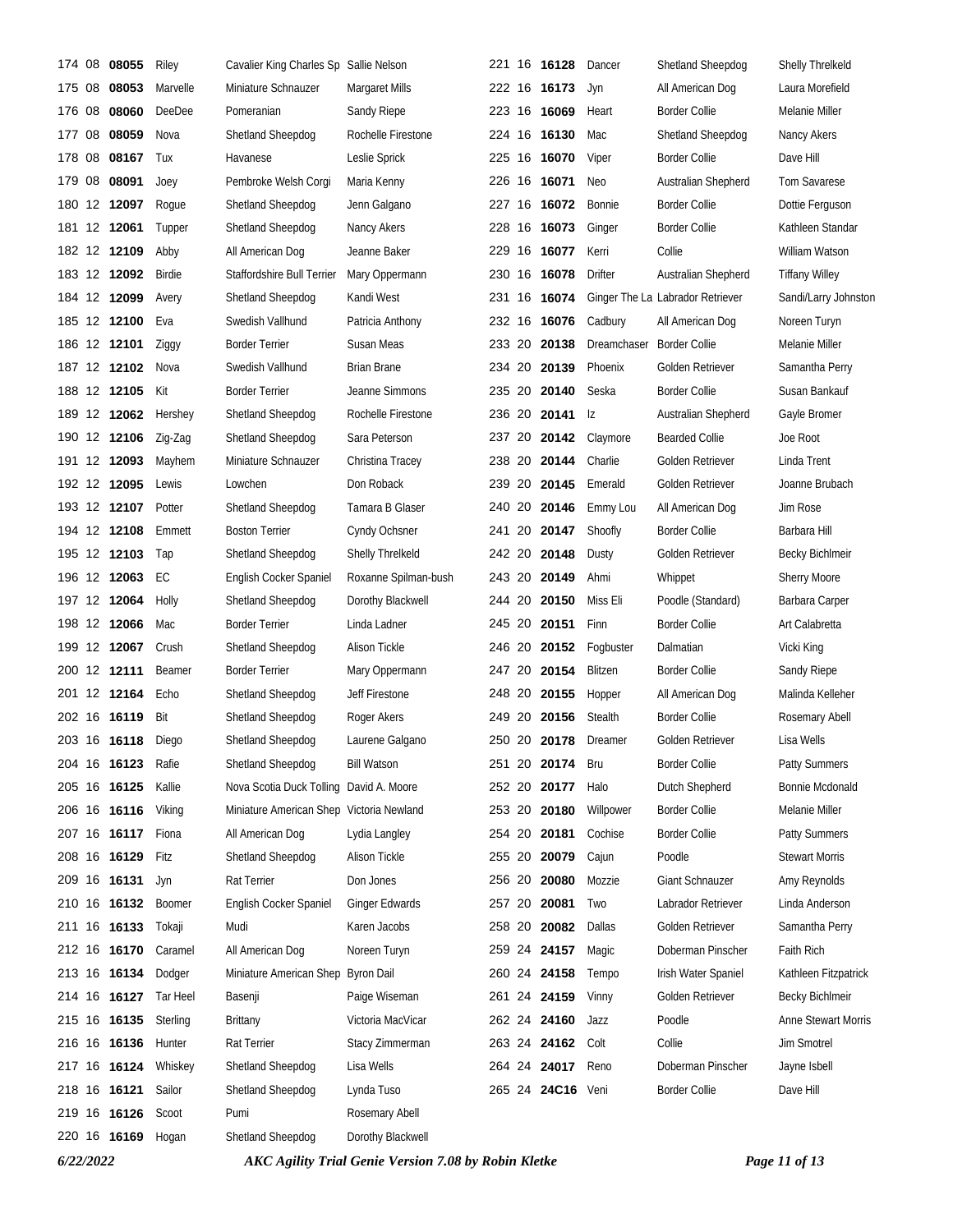| | | | | | |
|---|---|---|---|---|---|
| 174 | 08 | **08055** | Riley | Cavalier King Charles Sp | Sallie Nelson |
| 175 | 08 | **08053** | Marvelle | Miniature Schnauzer | Margaret Mills |
| 176 | 08 | **08060** | DeeDee | Pomeranian | Sandy Riepe |
| 177 | 08 | **08059** | Nova | Shetland Sheepdog | Rochelle Firestone |
| 178 | 08 | **08167** | Tux | Havanese | Leslie Sprick |
| 179 | 08 | **08091** | Joey | Pembroke Welsh Corgi | Maria Kenny |
| 180 | 12 | **12097** | Rogue | Shetland Sheepdog | Jenn Galgano |
| 181 | 12 | **12061** | Tupper | Shetland Sheepdog | Nancy Akers |
| 182 | 12 | **12109** | Abby | All American Dog | Jeanne Baker |
| 183 | 12 | **12092** | Birdie | Staffordshire Bull Terrier | Mary Oppermann |
| 184 | 12 | **12099** | Avery | Shetland Sheepdog | Kandi West |
| 185 | 12 | **12100** | Eva | Swedish Vallhund | Patricia Anthony |
| 186 | 12 | **12101** | Ziggy | Border Terrier | Susan Meas |
| 187 | 12 | **12102** | Nova | Swedish Vallhund | Brian Brane |
| 188 | 12 | **12105** | Kit | Border Terrier | Jeanne Simmons |
| 189 | 12 | **12062** | Hershey | Shetland Sheepdog | Rochelle Firestone |
| 190 | 12 | **12106** | Zig-Zag | Shetland Sheepdog | Sara Peterson |
| 191 | 12 | **12093** | Mayhem | Miniature Schnauzer | Christina Tracey |
| 192 | 12 | **12095** | Lewis | Lowchen | Don Roback |
| 193 | 12 | **12107** | Potter | Shetland Sheepdog | Tamara B Glaser |
| 194 | 12 | **12108** | Emmett | Boston Terrier | Cyndy Ochsner |
| 195 | 12 | **12103** | Tap | Shetland Sheepdog | Shelly Threlkeld |
| 196 | 12 | **12063** | EC | English Cocker Spaniel | Roxanne Spilman-bush |
| 197 | 12 | **12064** | Holly | Shetland Sheepdog | Dorothy Blackwell |
| 198 | 12 | **12066** | Mac | Border Terrier | Linda Ladner |
| 199 | 12 | **12067** | Crush | Shetland Sheepdog | Alison Tickle |
| 200 | 12 | **12111** | Beamer | Border Terrier | Mary Oppermann |
| 201 | 12 | **12164** | Echo | Shetland Sheepdog | Jeff Firestone |
| 202 | 16 | **16119** | Bit | Shetland Sheepdog | Roger Akers |
| 203 | 16 | **16118** | Diego | Shetland Sheepdog | Laurene Galgano |
| 204 | 16 | **16123** | Rafie | Shetland Sheepdog | Bill Watson |
| 205 | 16 | **16125** | Kallie | Nova Scotia Duck Tolling | David A. Moore |
| 206 | 16 | **16116** | Viking | Miniature American Shep | Victoria Newland |
| 207 | 16 | **16117** | Fiona | All American Dog | Lydia Langley |
| 208 | 16 | **16129** | Fitz | Shetland Sheepdog | Alison Tickle |
| 209 | 16 | **16131** | Jyn | Rat Terrier | Don Jones |
| 210 | 16 | **16132** | Boomer | English Cocker Spaniel | Ginger Edwards |
| 211 | 16 | **16133** | Tokaji | Mudi | Karen Jacobs |
| 212 | 16 | **16170** | Caramel | All American Dog | Noreen Turyn |
| 213 | 16 | **16134** | Dodger | Miniature American Shep | Byron Dail |
| 214 | 16 | **16127** | Tar Heel | Basenji | Paige Wiseman |
| 215 | 16 | **16135** | Sterling | Brittany | Victoria MacVicar |
| 216 | 16 | **16136** | Hunter | Rat Terrier | Stacy Zimmerman |
| 217 | 16 | **16124** | Whiskey | Shetland Sheepdog | Lisa Wells |
| 218 | 16 | **16121** | Sailor | Shetland Sheepdog | Lynda Tuso |
| 219 | 16 | **16126** | Scoot | Pumi | Rosemary Abell |
| 220 | 16 | **16169** | Hogan | Shetland Sheepdog | Dorothy Blackwell |
| 221 | 16 | **16128** | Dancer | Shetland Sheepdog | Shelly Threlkeld |
| 222 | 16 | **16173** | Jyn | All American Dog | Laura Morefield |
| 223 | 16 | **16069** | Heart | Border Collie | Melanie Miller |
| 224 | 16 | **16130** | Mac | Shetland Sheepdog | Nancy Akers |
| 225 | 16 | **16070** | Viper | Border Collie | Dave Hill |
| 226 | 16 | **16071** | Neo | Australian Shepherd | Tom Savarese |
| 227 | 16 | **16072** | Bonnie | Border Collie | Dottie Ferguson |
| 228 | 16 | **16073** | Ginger | Border Collie | Kathleen Standar |
| 229 | 16 | **16077** | Kerri | Collie | William Watson |
| 230 | 16 | **16078** | Drifter | Australian Shepherd | Tiffany Willey |
| 231 | 16 | **16074** | Ginger The La | Labrador Retriever | Sandi/Larry Johnston |
| 232 | 16 | **16076** | Cadbury | All American Dog | Noreen Turyn |
| 233 | 20 | **20138** | Dreamchaser | Border Collie | Melanie Miller |
| 234 | 20 | **20139** | Phoenix | Golden Retriever | Samantha Perry |
| 235 | 20 | **20140** | Seska | Border Collie | Susan Bankauf |
| 236 | 20 | **20141** | Iz | Australian Shepherd | Gayle Bromer |
| 237 | 20 | **20142** | Claymore | Bearded Collie | Joe Root |
| 238 | 20 | **20144** | Charlie | Golden Retriever | Linda Trent |
| 239 | 20 | **20145** | Emerald | Golden Retriever | Joanne Brubach |
| 240 | 20 | **20146** | Emmy Lou | All American Dog | Jim Rose |
| 241 | 20 | **20147** | Shoofly | Border Collie | Barbara Hill |
| 242 | 20 | **20148** | Dusty | Golden Retriever | Becky Bichlmeir |
| 243 | 20 | **20149** | Ahmi | Whippet | Sherry Moore |
| 244 | 20 | **20150** | Miss Eli | Poodle (Standard) | Barbara Carper |
| 245 | 20 | **20151** | Finn | Border Collie | Art Calabretta |
| 246 | 20 | **20152** | Fogbuster | Dalmatian | Vicki King |
| 247 | 20 | **20154** | Blitzen | Border Collie | Sandy Riepe |
| 248 | 20 | **20155** | Hopper | All American Dog | Malinda Kelleher |
| 249 | 20 | **20156** | Stealth | Border Collie | Rosemary Abell |
| 250 | 20 | **20178** | Dreamer | Golden Retriever | Lisa Wells |
| 251 | 20 | **20174** | Bru | Border Collie | Patty Summers |
| 252 | 20 | **20177** | Halo | Dutch Shepherd | Bonnie Mcdonald |
| 253 | 20 | **20180** | Willpower | Border Collie | Melanie Miller |
| 254 | 20 | **20181** | Cochise | Border Collie | Patty Summers |
| 255 | 20 | **20079** | Cajun | Poodle | Stewart Morris |
| 256 | 20 | **20080** | Mozzie | Giant Schnauzer | Amy Reynolds |
| 257 | 20 | **20081** | Two | Labrador Retriever | Linda Anderson |
| 258 | 20 | **20082** | Dallas | Golden Retriever | Samantha Perry |
| 259 | 24 | **24157** | Magic | Doberman Pinscher | Faith Rich |
| 260 | 24 | **24158** | Tempo | Irish Water Spaniel | Kathleen Fitzpatrick |
| 261 | 24 | **24159** | Vinny | Golden Retriever | Becky Bichlmeir |
| 262 | 24 | **24160** | Jazz | Poodle | Anne Stewart Morris |
| 263 | 24 | **24162** | Colt | Collie | Jim Smotrel |
| 264 | 24 | **24017** | Reno | Doberman Pinscher | Jayne Isbell |
| 265 | 24 | **24C16** | Veni | Border Collie | Dave Hill |

*6/22/2022* ***AKC Agility Trial Genie Version 7.08 by Robin Kletke***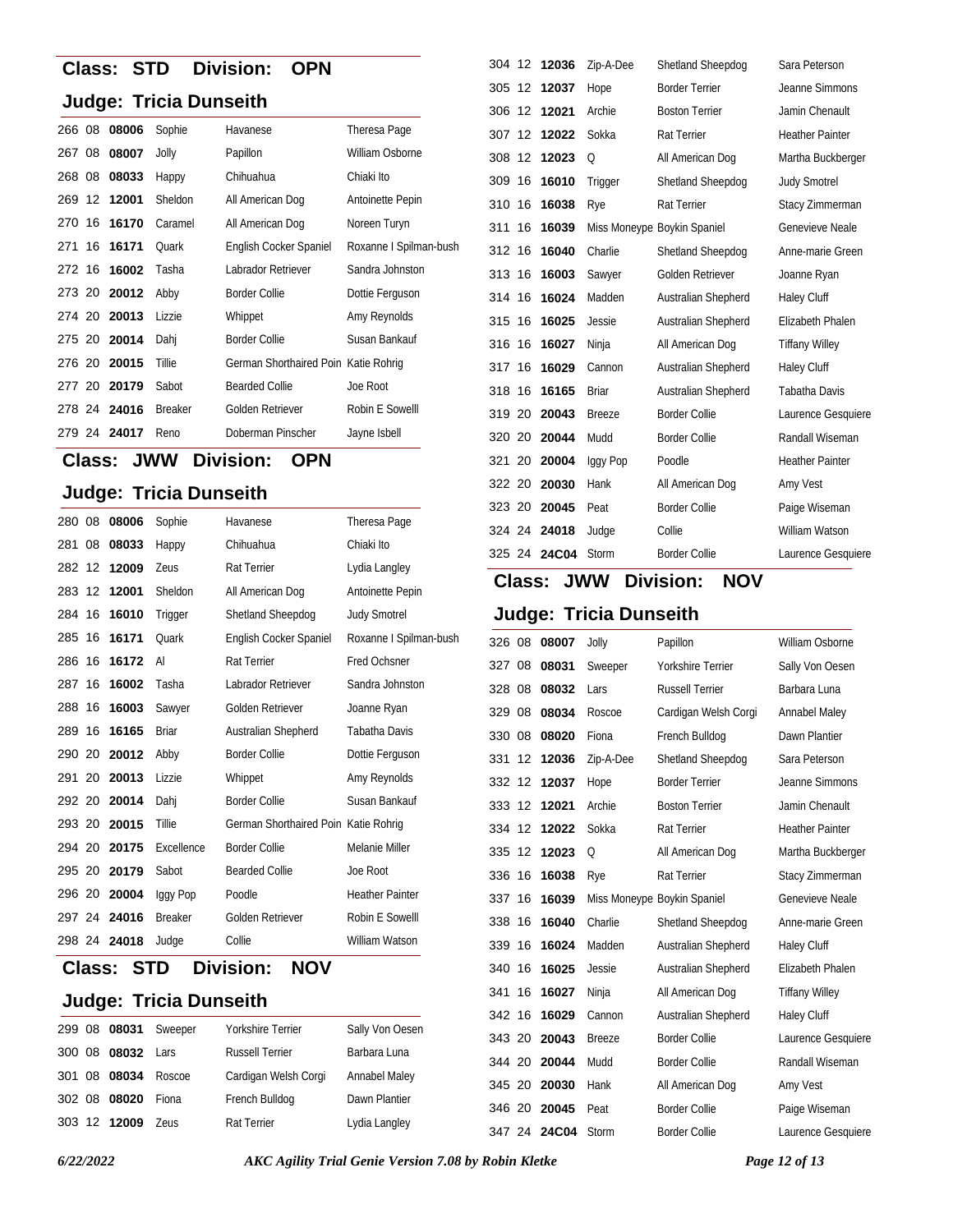## Class: STD Division: OPN

### Judge: Tricia Dunseith

| | | | | | |
|---|---|---|---|---|---|
| 266 | 08 | **08006** | Sophie | Havanese | Theresa Page |
| 267 | 08 | **08007** | Jolly | Papillon | William Osborne |
| 268 | 08 | **08033** | Happy | Chihuahua | Chiaki Ito |
| 269 | 12 | **12001** | Sheldon | All American Dog | Antoinette Pepin |
| 270 | 16 | **16170** | Caramel | All American Dog | Noreen Turyn |
| 271 | 16 | **16171** | Quark | English Cocker Spaniel | Roxanne I Spilman-bush |
| 272 | 16 | **16002** | Tasha | Labrador Retriever | Sandra Johnston |
| 273 | 20 | **20012** | Abby | Border Collie | Dottie Ferguson |
| 274 | 20 | **20013** | Lizzie | Whippet | Amy Reynolds |
| 275 | 20 | **20014** | Dahj | Border Collie | Susan Bankauf |
| 276 | 20 | **20015** | Tillie | German Shorthaired Poin | Katie Rohrig |
| 277 | 20 | **20179** | Sabot | Bearded Collie | Joe Root |
| 278 | 24 | **24016** | Breaker | Golden Retriever | Robin E Sowelll |
| 279 | 24 | **24017** | Reno | Doberman Pinscher | Jayne Isbell |

## Class: JWW Division: OPN

### Judge: Tricia Dunseith

| | | | | | |
|---|---|---|---|---|---|
| 280 | 08 | **08006** | Sophie | Havanese | Theresa Page |
| 281 | 08 | **08033** | Happy | Chihuahua | Chiaki Ito |
| 282 | 12 | **12009** | Zeus | Rat Terrier | Lydia Langley |
| 283 | 12 | **12001** | Sheldon | All American Dog | Antoinette Pepin |
| 284 | 16 | **16010** | Trigger | Shetland Sheepdog | Judy Smotrel |
| 285 | 16 | **16171** | Quark | English Cocker Spaniel | Roxanne I Spilman-bush |
| 286 | 16 | **16172** | Al | Rat Terrier | Fred Ochsner |
| 287 | 16 | **16002** | Tasha | Labrador Retriever | Sandra Johnston |
| 288 | 16 | **16003** | Sawyer | Golden Retriever | Joanne Ryan |
| 289 | 16 | **16165** | Briar | Australian Shepherd | Tabatha Davis |
| 290 | 20 | **20012** | Abby | Border Collie | Dottie Ferguson |
| 291 | 20 | **20013** | Lizzie | Whippet | Amy Reynolds |
| 292 | 20 | **20014** | Dahj | Border Collie | Susan Bankauf |
| 293 | 20 | **20015** | Tillie | German Shorthaired Poin | Katie Rohrig |
| 294 | 20 | **20175** | Excellence | Border Collie | Melanie Miller |
| 295 | 20 | **20179** | Sabot | Bearded Collie | Joe Root |
| 296 | 20 | **20004** | Iggy Pop | Poodle | Heather Painter |
| 297 | 24 | **24016** | Breaker | Golden Retriever | Robin E Sowelll |
| 298 | 24 | **24018** | Judge | Collie | William Watson |

## Class: STD Division: NOV

### Judge: Tricia Dunseith

| | | | | | |
|---|---|---|---|---|---|
| 299 | 08 | **08031** | Sweeper | Yorkshire Terrier | Sally Von Oesen |
| 300 | 08 | **08032** | Lars | Russell Terrier | Barbara Luna |
| 301 | 08 | **08034** | Roscoe | Cardigan Welsh Corgi | Annabel Maley |
| 302 | 08 | **08020** | Fiona | French Bulldog | Dawn Plantier |
| 303 | 12 | **12009** | Zeus | Rat Terrier | Lydia Langley |
| 304 | 12 | **12036** | Zip-A-Dee | Shetland Sheepdog | Sara Peterson |
| 305 | 12 | **12037** | Hope | Border Terrier | Jeanne Simmons |
| 306 | 12 | **12021** | Archie | Boston Terrier | Jamin Chenault |
| 307 | 12 | **12022** | Sokka | Rat Terrier | Heather Painter |
| 308 | 12 | **12023** | Q | All American Dog | Martha Buckberger |
| 309 | 16 | **16010** | Trigger | Shetland Sheepdog | Judy Smotrel |
| 310 | 16 | **16038** | Rye | Rat Terrier | Stacy Zimmerman |
| 311 | 16 | **16039** | Miss Moneype | Boykin Spaniel | Genevieve Neale |
| 312 | 16 | **16040** | Charlie | Shetland Sheepdog | Anne-marie Green |
| 313 | 16 | **16003** | Sawyer | Golden Retriever | Joanne Ryan |
| 314 | 16 | **16024** | Madden | Australian Shepherd | Haley Cluff |
| 315 | 16 | **16025** | Jessie | Australian Shepherd | Elizabeth Phalen |
| 316 | 16 | **16027** | Ninja | All American Dog | Tiffany Willey |
| 317 | 16 | **16029** | Cannon | Australian Shepherd | Haley Cluff |
| 318 | 16 | **16165** | Briar | Australian Shepherd | Tabatha Davis |
| 319 | 20 | **20043** | Breeze | Border Collie | Laurence Gesquiere |
| 320 | 20 | **20044** | Mudd | Border Collie | Randall Wiseman |
| 321 | 20 | **20004** | Iggy Pop | Poodle | Heather Painter |
| 322 | 20 | **20030** | Hank | All American Dog | Amy Vest |
| 323 | 20 | **20045** | Peat | Border Collie | Paige Wiseman |
| 324 | 24 | **24018** | Judge | Collie | William Watson |
| 325 | 24 | **24C04** | Storm | Border Collie | Laurence Gesquiere |

## Class: JWW Division: NOV

### Judge: Tricia Dunseith

| | | | | | |
|---|---|---|---|---|---|
| 326 | 08 | **08007** | Jolly | Papillon | William Osborne |
| 327 | 08 | **08031** | Sweeper | Yorkshire Terrier | Sally Von Oesen |
| 328 | 08 | **08032** | Lars | Russell Terrier | Barbara Luna |
| 329 | 08 | **08034** | Roscoe | Cardigan Welsh Corgi | Annabel Maley |
| 330 | 08 | **08020** | Fiona | French Bulldog | Dawn Plantier |
| 331 | 12 | **12036** | Zip-A-Dee | Shetland Sheepdog | Sara Peterson |
| 332 | 12 | **12037** | Hope | Border Terrier | Jeanne Simmons |
| 333 | 12 | **12021** | Archie | Boston Terrier | Jamin Chenault |
| 334 | 12 | **12022** | Sokka | Rat Terrier | Heather Painter |
| 335 | 12 | **12023** | Q | All American Dog | Martha Buckberger |
| 336 | 16 | **16038** | Rye | Rat Terrier | Stacy Zimmerman |
| 337 | 16 | **16039** | Miss Moneype | Boykin Spaniel | Genevieve Neale |
| 338 | 16 | **16040** | Charlie | Shetland Sheepdog | Anne-marie Green |
| 339 | 16 | **16024** | Madden | Australian Shepherd | Haley Cluff |
| 340 | 16 | **16025** | Jessie | Australian Shepherd | Elizabeth Phalen |
| 341 | 16 | **16027** | Ninja | All American Dog | Tiffany Willey |
| 342 | 16 | **16029** | Cannon | Australian Shepherd | Haley Cluff |
| 343 | 20 | **20043** | Breeze | Border Collie | Laurence Gesquiere |
| 344 | 20 | **20044** | Mudd | Border Collie | Randall Wiseman |
| 345 | 20 | **20030** | Hank | All American Dog | Amy Vest |
| 346 | 20 | **20045** | Peat | Border Collie | Paige Wiseman |
| 347 | 24 | **24C04** | Storm | Border Collie | Laurence Gesquiere |